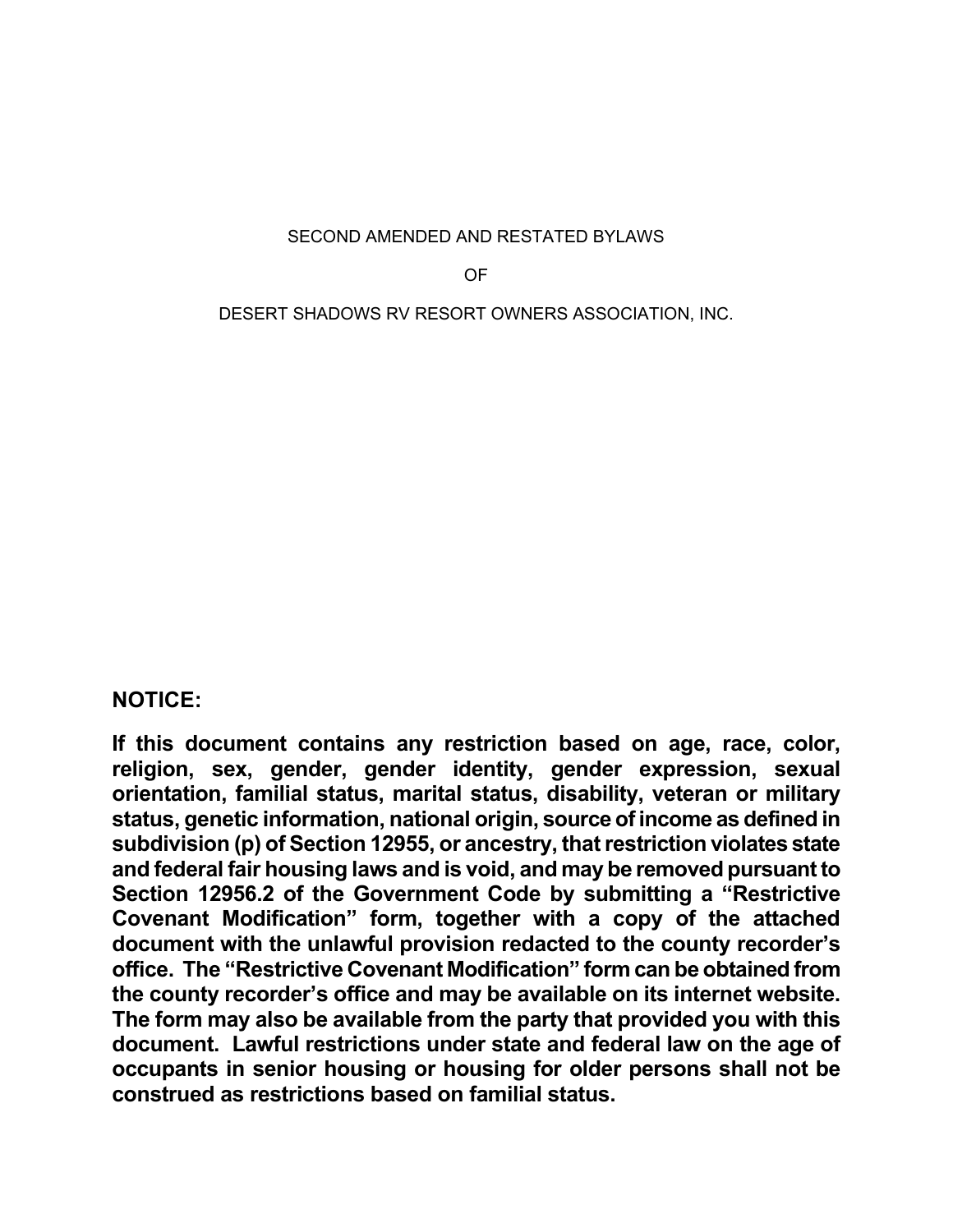SECOND AMENDED AND RESTATED BYLAWS

OF

DESERT SHADOWS RV RESORT OWNERS ASSOCIATION, INC.

**NOTICE:**

**If this document contains any restriction based on age, race, color, religion, sex, gender, gender identity, gender expression, sexual orientation, familial status, marital status, disability, veteran or military status, genetic information, national origin, source of income as defined in subdivision (p) of Section 12955, or ancestry, that restriction violates state and federal fair housing laws and is void, and may be removed pursuant to Section 12956.2 of the Government Code by submitting a "Restrictive Covenant Modification" form, together with a copy of the attached document with the unlawful provision redacted to the county recorder's office. The "Restrictive Covenant Modification" form can be obtained from the county recorder's office and may be available on its internet website. The form may also be available from the party that provided you with this document. Lawful restrictions under state and federal law on the age of occupants in senior housing or housing for older persons shall not be construed as restrictions based on familial status.**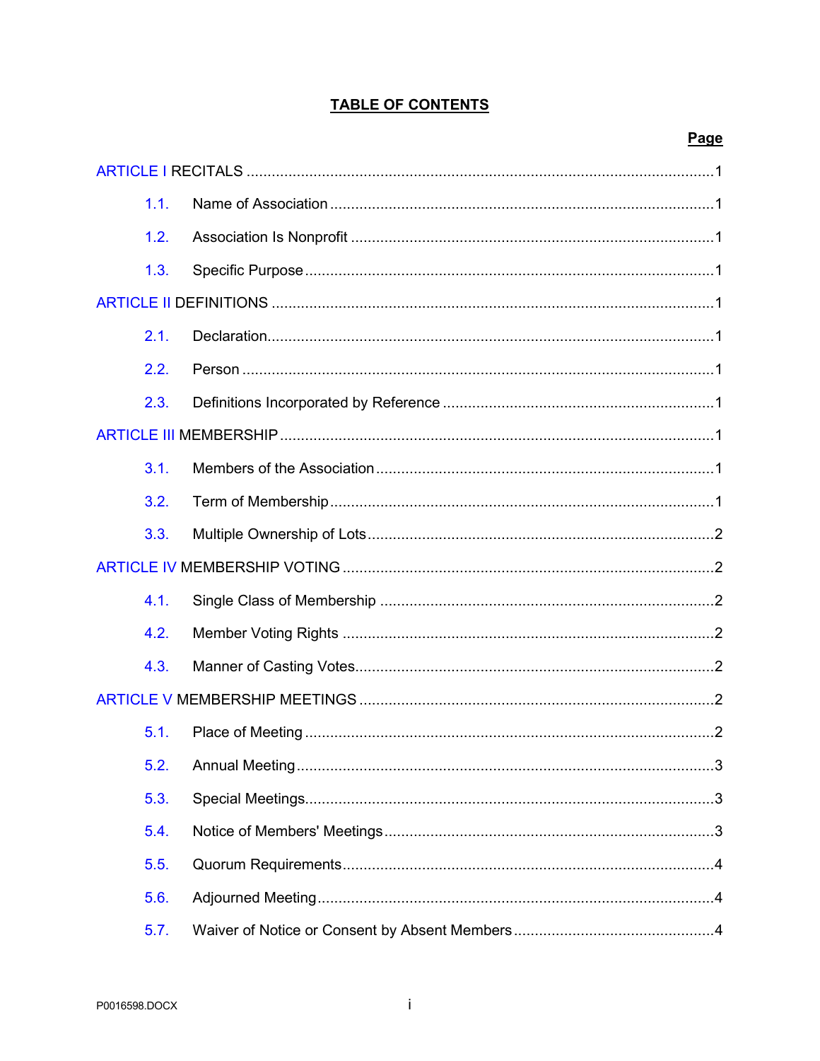# TABLE OF CONTENTS

| | Page |
|---|---|
| ARTICLE I RECITALS | 1 |
| 1.1. Name of Association | 1 |
| 1.2. Association Is Nonprofit | 1 |
| 1.3. Specific Purpose | 1 |
| ARTICLE II DEFINITIONS | 1 |
| 2.1. Declaration | 1 |
| 2.2. Person | 1 |
| 2.3. Definitions Incorporated by Reference | 1 |
| ARTICLE III MEMBERSHIP | 1 |
| 3.1. Members of the Association | 1 |
| 3.2. Term of Membership | 1 |
| 3.3. Multiple Ownership of Lots | 2 |
| ARTICLE IV MEMBERSHIP VOTING | 2 |
| 4.1. Single Class of Membership | 2 |
| 4.2. Member Voting Rights | 2 |
| 4.3. Manner of Casting Votes | 2 |
| ARTICLE V MEMBERSHIP MEETINGS | 2 |
| 5.1. Place of Meeting | 2 |
| 5.2. Annual Meeting | 3 |
| 5.3. Special Meetings | 3 |
| 5.4. Notice of Members' Meetings | 3 |
| 5.5. Quorum Requirements | 4 |
| 5.6. Adjourned Meeting | 4 |
| 5.7. Waiver of Notice or Consent by Absent Members | 4 |

P0016598.DOCX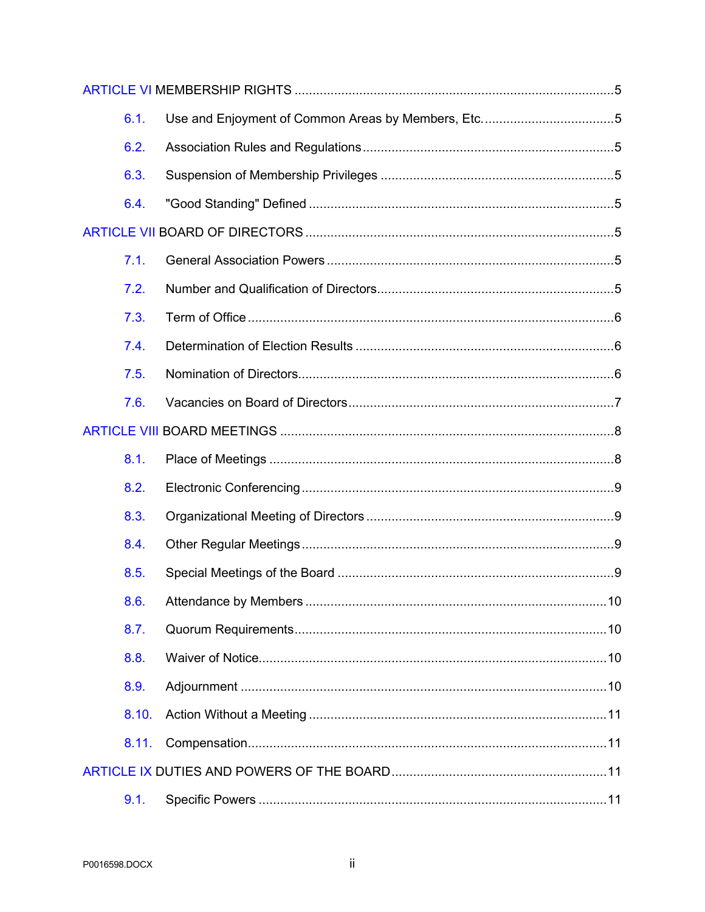ARTICLE VI MEMBERSHIP RIGHTS ........................................................................................ 5

6.1. Use and Enjoyment of Common Areas by Members, Etc. .................................... 5

6.2. Association Rules and Regulations ..................................................................... 5

6.3. Suspension of Membership Privileges ................................................................. 5

6.4. "Good Standing" Defined .................................................................................... 5

ARTICLE VII BOARD OF DIRECTORS ..................................................................................... 5

7.1. General Association Powers ................................................................................ 5

7.2. Number and Qualification of Directors ................................................................. 5

7.3. Term of Office ...................................................................................................... 6

7.4. Determination of Election Results ........................................................................ 6

7.5. Nomination of Directors ....................................................................................... 6

7.6. Vacancies on Board of Directors .......................................................................... 7

ARTICLE VIII BOARD MEETINGS ............................................................................................. 8

8.1. Place of Meetings ............................................................................................... 8

8.2. Electronic Conferencing ...................................................................................... 9

8.3. Organizational Meeting of Directors .................................................................... 9

8.4. Other Regular Meetings ...................................................................................... 9

8.5. Special Meetings of the Board ............................................................................. 9

8.6. Attendance by Members .................................................................................... 10

8.7. Quorum Requirements ...................................................................................... 10

8.8. Waiver of Notice ................................................................................................. 10

8.9. Adjournment ..................................................................................................... 10

8.10. Action Without a Meeting .................................................................................. 11

8.11. Compensation ................................................................................................... 11

ARTICLE IX DUTIES AND POWERS OF THE BOARD ............................................................ 11

9.1. Specific Powers ................................................................................................. 11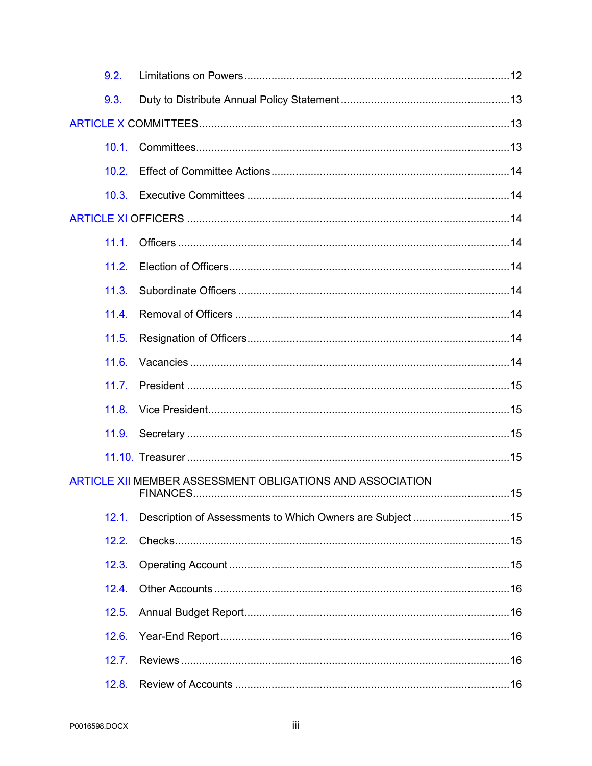9.2. Limitations on Powers ........................................................................................12

9.3. Duty to Distribute Annual Policy Statement ........................................................13

ARTICLE X COMMITTEES .......................................................................................................13

10.1. Committees........................................................................................................13

10.2. Effect of Committee Actions ...............................................................................14

10.3. Executive Committees .......................................................................................14

ARTICLE XI OFFICERS ...........................................................................................................14

11.1. Officers ..............................................................................................................14

11.2. Election of Officers.............................................................................................14

11.3. Subordinate Officers ..........................................................................................14

11.4. Removal of Officers ...........................................................................................14

11.5. Resignation of Officers.......................................................................................14

11.6. Vacancies ..........................................................................................................14

11.7. President ...........................................................................................................15

11.8. Vice President....................................................................................................15

11.9. Secretary ...........................................................................................................15

11.10. Treasurer ..........................................................................................................15

ARTICLE XII MEMBER ASSESSMENT OBLIGATIONS AND ASSOCIATION FINANCES........................................................................................................15

12.1. Description of Assessments to Which Owners are Subject ...............................15

12.2. Checks...............................................................................................................15

12.3. Operating Account ............................................................................................15

12.4. Other Accounts ..................................................................................................16

12.5. Annual Budget Report........................................................................................16

12.6. Year-End Report ................................................................................................16

12.7. Reviews .............................................................................................................16

12.8. Review of Accounts ...........................................................................................16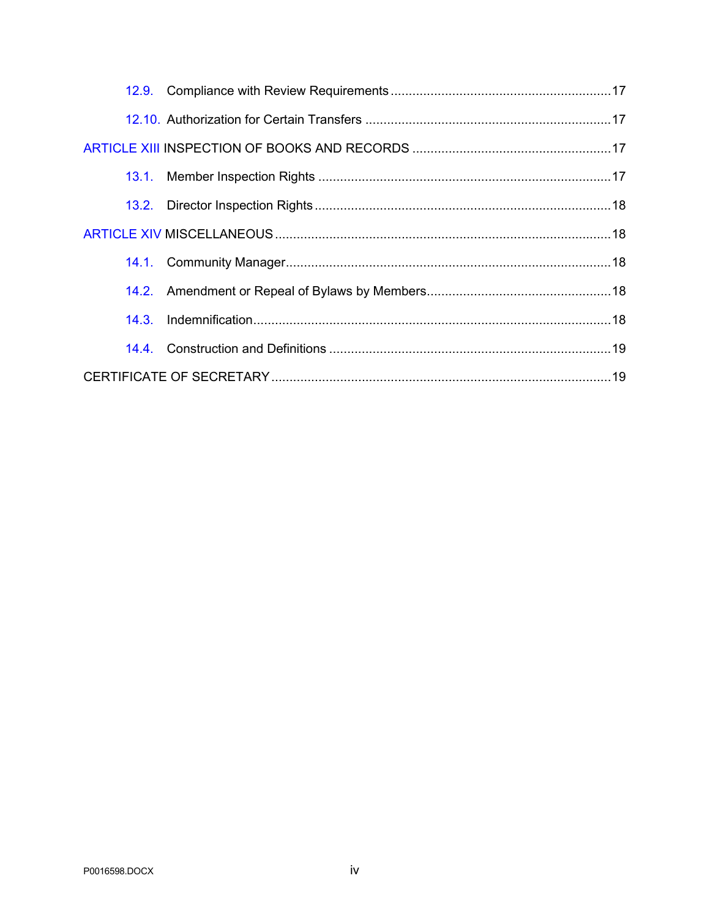12.9. Compliance with Review Requirements ............................................................17

12.10. Authorization for Certain Transfers ...................................................................17

ARTICLE XIII INSPECTION OF BOOKS AND RECORDS ......................................................17

13.1. Member Inspection Rights .................................................................................17

13.2. Director Inspection Rights ..................................................................................18

ARTICLE XIV MISCELLANEOUS ...........................................................................................18

14.1. Community Manager..........................................................................................18

14.2. Amendment or Repeal of Bylaws by Members..................................................18

14.3. Indemnification...................................................................................................18

14.4. Construction and Definitions ..............................................................................19

CERTIFICATE OF SECRETARY .............................................................................................19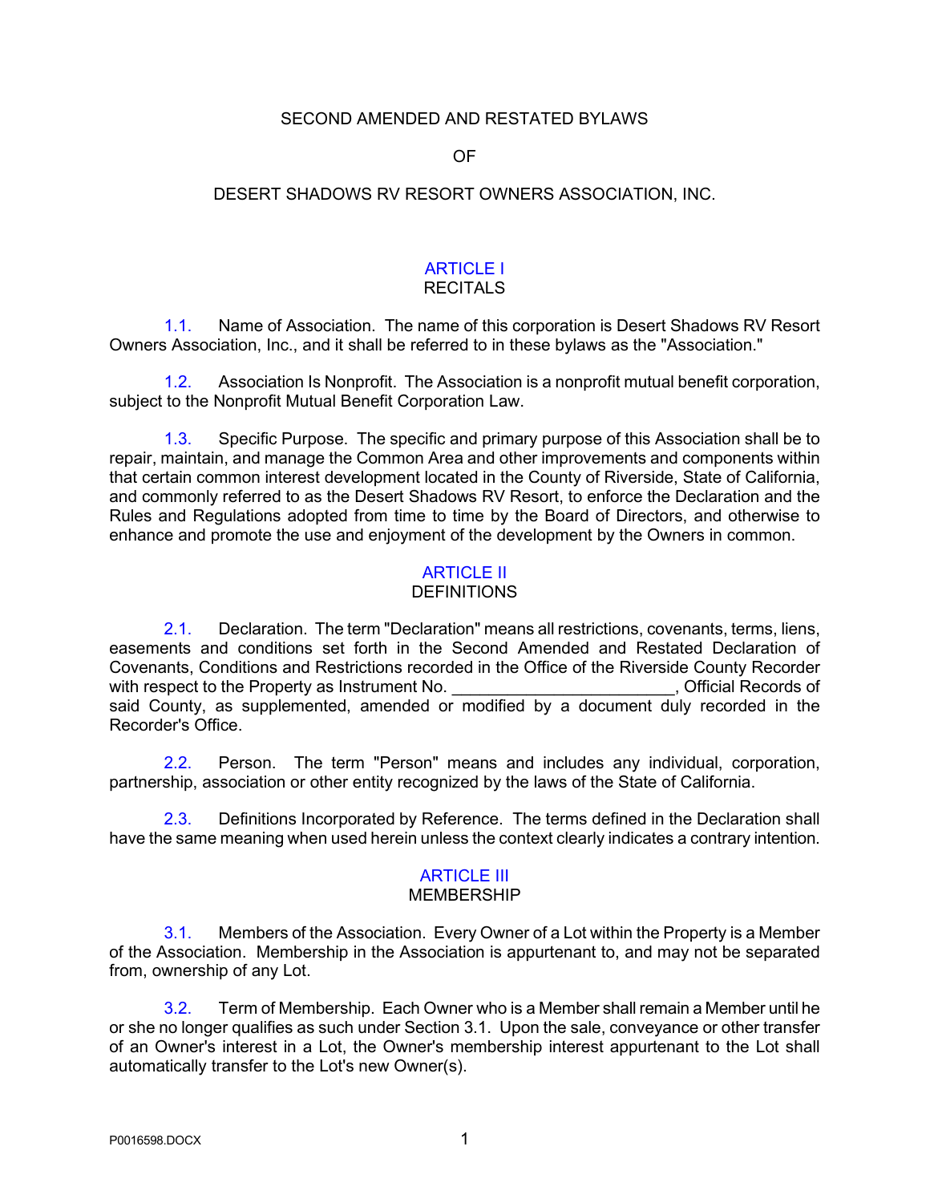SECOND AMENDED AND RESTATED BYLAWS

OF

DESERT SHADOWS RV RESORT OWNERS ASSOCIATION, INC.

## ARTICLE I
## RECITALS

1.1. Name of Association. The name of this corporation is Desert Shadows RV Resort Owners Association, Inc., and it shall be referred to in these bylaws as the "Association."

1.2. Association Is Nonprofit. The Association is a nonprofit mutual benefit corporation, subject to the Nonprofit Mutual Benefit Corporation Law.

1.3. Specific Purpose. The specific and primary purpose of this Association shall be to repair, maintain, and manage the Common Area and other improvements and components within that certain common interest development located in the County of Riverside, State of California, and commonly referred to as the Desert Shadows RV Resort, to enforce the Declaration and the Rules and Regulations adopted from time to time by the Board of Directors, and otherwise to enhance and promote the use and enjoyment of the development by the Owners in common.

## ARTICLE II
## DEFINITIONS

2.1. Declaration. The term "Declaration" means all restrictions, covenants, terms, liens, easements and conditions set forth in the Second Amended and Restated Declaration of Covenants, Conditions and Restrictions recorded in the Office of the Riverside County Recorder with respect to the Property as Instrument No. _______________________, Official Records of said County, as supplemented, amended or modified by a document duly recorded in the Recorder's Office.

2.2. Person. The term "Person" means and includes any individual, corporation, partnership, association or other entity recognized by the laws of the State of California.

2.3. Definitions Incorporated by Reference. The terms defined in the Declaration shall have the same meaning when used herein unless the context clearly indicates a contrary intention.

## ARTICLE III
## MEMBERSHIP

3.1. Members of the Association. Every Owner of a Lot within the Property is a Member of the Association. Membership in the Association is appurtenant to, and may not be separated from, ownership of any Lot.

3.2. Term of Membership. Each Owner who is a Member shall remain a Member until he or she no longer qualifies as such under Section 3.1. Upon the sale, conveyance or other transfer of an Owner's interest in a Lot, the Owner's membership interest appurtenant to the Lot shall automatically transfer to the Lot's new Owner(s).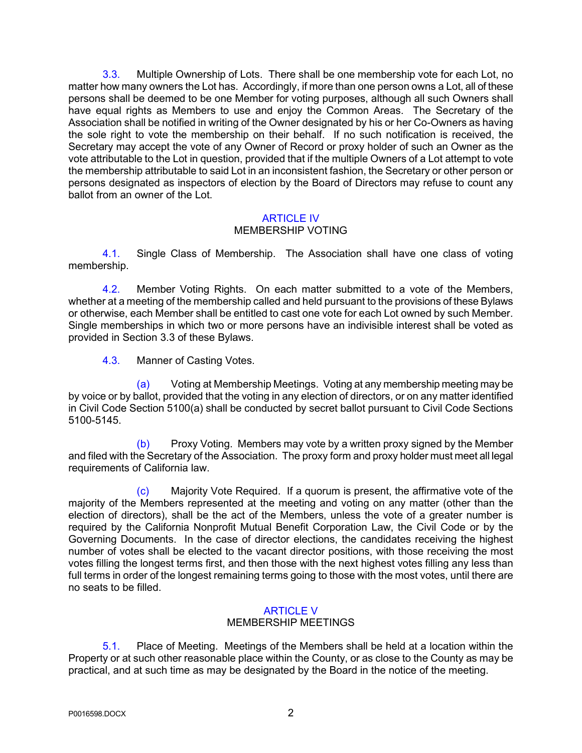3.3. Multiple Ownership of Lots. There shall be one membership vote for each Lot, no matter how many owners the Lot has. Accordingly, if more than one person owns a Lot, all of these persons shall be deemed to be one Member for voting purposes, although all such Owners shall have equal rights as Members to use and enjoy the Common Areas. The Secretary of the Association shall be notified in writing of the Owner designated by his or her Co-Owners as having the sole right to vote the membership on their behalf. If no such notification is received, the Secretary may accept the vote of any Owner of Record or proxy holder of such an Owner as the vote attributable to the Lot in question, provided that if the multiple Owners of a Lot attempt to vote the membership attributable to said Lot in an inconsistent fashion, the Secretary or other person or persons designated as inspectors of election by the Board of Directors may refuse to count any ballot from an owner of the Lot.

## ARTICLE IV
## MEMBERSHIP VOTING

4.1. Single Class of Membership. The Association shall have one class of voting membership.

4.2. Member Voting Rights. On each matter submitted to a vote of the Members, whether at a meeting of the membership called and held pursuant to the provisions of these Bylaws or otherwise, each Member shall be entitled to cast one vote for each Lot owned by such Member. Single memberships in which two or more persons have an indivisible interest shall be voted as provided in Section 3.3 of these Bylaws.

4.3. Manner of Casting Votes.

(a) Voting at Membership Meetings. Voting at any membership meeting may be by voice or by ballot, provided that the voting in any election of directors, or on any matter identified in Civil Code Section 5100(a) shall be conducted by secret ballot pursuant to Civil Code Sections 5100-5145.

(b) Proxy Voting. Members may vote by a written proxy signed by the Member and filed with the Secretary of the Association. The proxy form and proxy holder must meet all legal requirements of California law.

(c) Majority Vote Required. If a quorum is present, the affirmative vote of the majority of the Members represented at the meeting and voting on any matter (other than the election of directors), shall be the act of the Members, unless the vote of a greater number is required by the California Nonprofit Mutual Benefit Corporation Law, the Civil Code or by the Governing Documents. In the case of director elections, the candidates receiving the highest number of votes shall be elected to the vacant director positions, with those receiving the most votes filling the longest terms first, and then those with the next highest votes filling any less than full terms in order of the longest remaining terms going to those with the most votes, until there are no seats to be filled.

## ARTICLE V
## MEMBERSHIP MEETINGS

5.1. Place of Meeting. Meetings of the Members shall be held at a location within the Property or at such other reasonable place within the County, or as close to the County as may be practical, and at such time as may be designated by the Board in the notice of the meeting.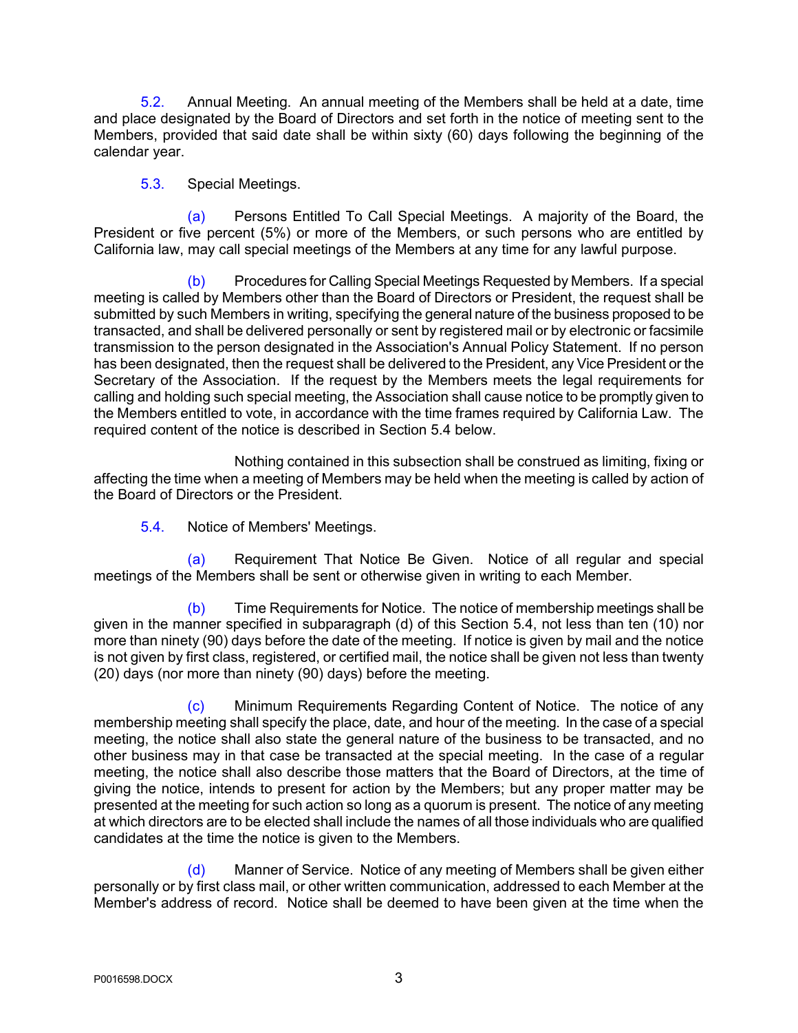5.2. Annual Meeting. An annual meeting of the Members shall be held at a date, time and place designated by the Board of Directors and set forth in the notice of meeting sent to the Members, provided that said date shall be within sixty (60) days following the beginning of the calendar year.

5.3. Special Meetings.

(a) Persons Entitled To Call Special Meetings. A majority of the Board, the President or five percent (5%) or more of the Members, or such persons who are entitled by California law, may call special meetings of the Members at any time for any lawful purpose.

(b) Procedures for Calling Special Meetings Requested by Members. If a special meeting is called by Members other than the Board of Directors or President, the request shall be submitted by such Members in writing, specifying the general nature of the business proposed to be transacted, and shall be delivered personally or sent by registered mail or by electronic or facsimile transmission to the person designated in the Association's Annual Policy Statement. If no person has been designated, then the request shall be delivered to the President, any Vice President or the Secretary of the Association. If the request by the Members meets the legal requirements for calling and holding such special meeting, the Association shall cause notice to be promptly given to the Members entitled to vote, in accordance with the time frames required by California Law. The required content of the notice is described in Section 5.4 below.

Nothing contained in this subsection shall be construed as limiting, fixing or affecting the time when a meeting of Members may be held when the meeting is called by action of the Board of Directors or the President.

5.4. Notice of Members' Meetings.

(a) Requirement That Notice Be Given. Notice of all regular and special meetings of the Members shall be sent or otherwise given in writing to each Member.

(b) Time Requirements for Notice. The notice of membership meetings shall be given in the manner specified in subparagraph (d) of this Section 5.4, not less than ten (10) nor more than ninety (90) days before the date of the meeting. If notice is given by mail and the notice is not given by first class, registered, or certified mail, the notice shall be given not less than twenty (20) days (nor more than ninety (90) days) before the meeting.

(c) Minimum Requirements Regarding Content of Notice. The notice of any membership meeting shall specify the place, date, and hour of the meeting. In the case of a special meeting, the notice shall also state the general nature of the business to be transacted, and no other business may in that case be transacted at the special meeting. In the case of a regular meeting, the notice shall also describe those matters that the Board of Directors, at the time of giving the notice, intends to present for action by the Members; but any proper matter may be presented at the meeting for such action so long as a quorum is present. The notice of any meeting at which directors are to be elected shall include the names of all those individuals who are qualified candidates at the time the notice is given to the Members.

(d) Manner of Service. Notice of any meeting of Members shall be given either personally or by first class mail, or other written communication, addressed to each Member at the Member's address of record. Notice shall be deemed to have been given at the time when the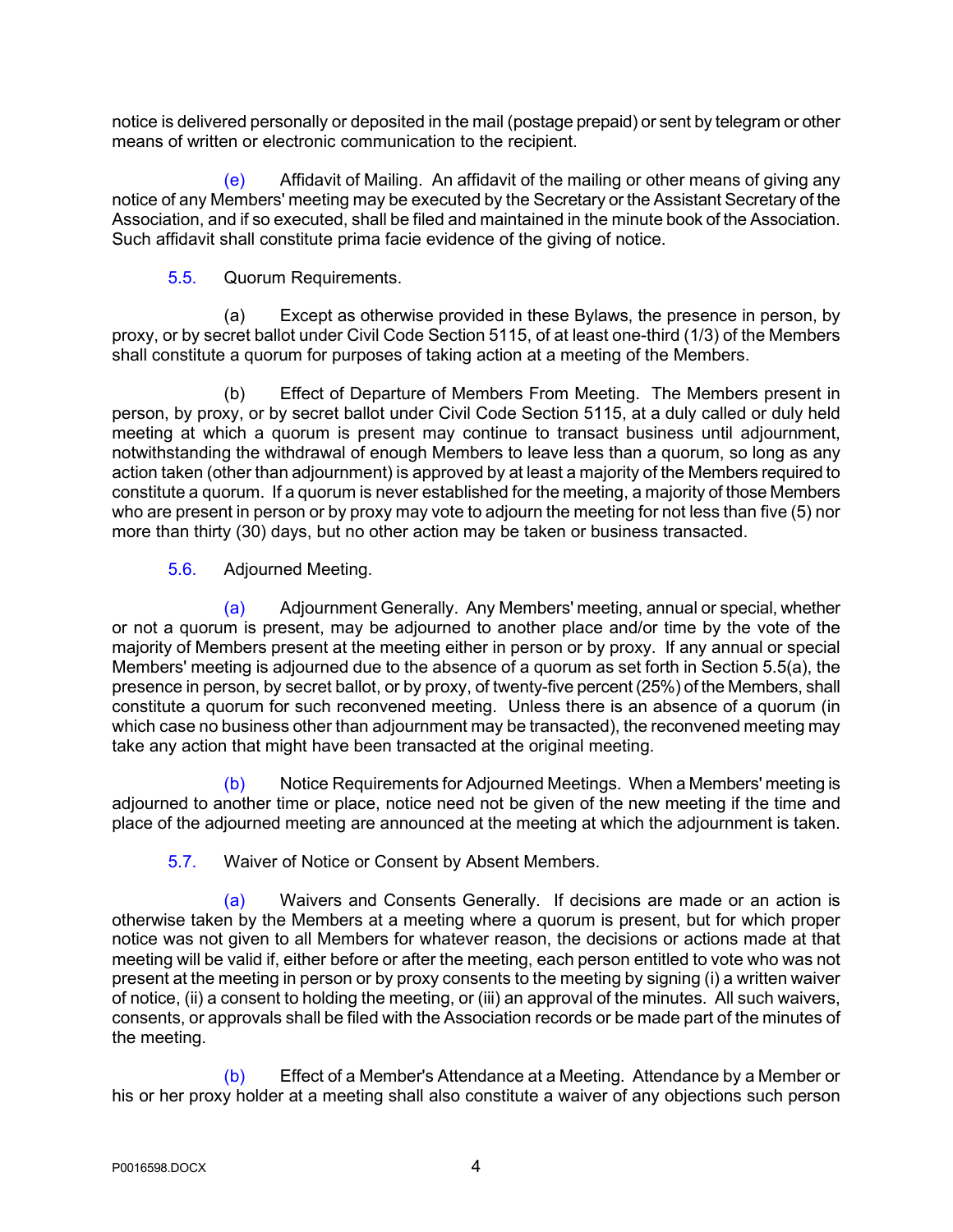notice is delivered personally or deposited in the mail (postage prepaid) or sent by telegram or other means of written or electronic communication to the recipient.

(e) Affidavit of Mailing. An affidavit of the mailing or other means of giving any notice of any Members' meeting may be executed by the Secretary or the Assistant Secretary of the Association, and if so executed, shall be filed and maintained in the minute book of the Association. Such affidavit shall constitute prima facie evidence of the giving of notice.

5.5. Quorum Requirements.

(a) Except as otherwise provided in these Bylaws, the presence in person, by proxy, or by secret ballot under Civil Code Section 5115, of at least one-third (1/3) of the Members shall constitute a quorum for purposes of taking action at a meeting of the Members.

(b) Effect of Departure of Members From Meeting. The Members present in person, by proxy, or by secret ballot under Civil Code Section 5115, at a duly called or duly held meeting at which a quorum is present may continue to transact business until adjournment, notwithstanding the withdrawal of enough Members to leave less than a quorum, so long as any action taken (other than adjournment) is approved by at least a majority of the Members required to constitute a quorum. If a quorum is never established for the meeting, a majority of those Members who are present in person or by proxy may vote to adjourn the meeting for not less than five (5) nor more than thirty (30) days, but no other action may be taken or business transacted.

5.6. Adjourned Meeting.

(a) Adjournment Generally. Any Members' meeting, annual or special, whether or not a quorum is present, may be adjourned to another place and/or time by the vote of the majority of Members present at the meeting either in person or by proxy. If any annual or special Members' meeting is adjourned due to the absence of a quorum as set forth in Section 5.5(a), the presence in person, by secret ballot, or by proxy, of twenty-five percent (25%) of the Members, shall constitute a quorum for such reconvened meeting. Unless there is an absence of a quorum (in which case no business other than adjournment may be transacted), the reconvened meeting may take any action that might have been transacted at the original meeting.

(b) Notice Requirements for Adjourned Meetings. When a Members' meeting is adjourned to another time or place, notice need not be given of the new meeting if the time and place of the adjourned meeting are announced at the meeting at which the adjournment is taken.

5.7. Waiver of Notice or Consent by Absent Members.

(a) Waivers and Consents Generally. If decisions are made or an action is otherwise taken by the Members at a meeting where a quorum is present, but for which proper notice was not given to all Members for whatever reason, the decisions or actions made at that meeting will be valid if, either before or after the meeting, each person entitled to vote who was not present at the meeting in person or by proxy consents to the meeting by signing (i) a written waiver of notice, (ii) a consent to holding the meeting, or (iii) an approval of the minutes. All such waivers, consents, or approvals shall be filed with the Association records or be made part of the minutes of the meeting.

(b) Effect of a Member's Attendance at a Meeting. Attendance by a Member or his or her proxy holder at a meeting shall also constitute a waiver of any objections such person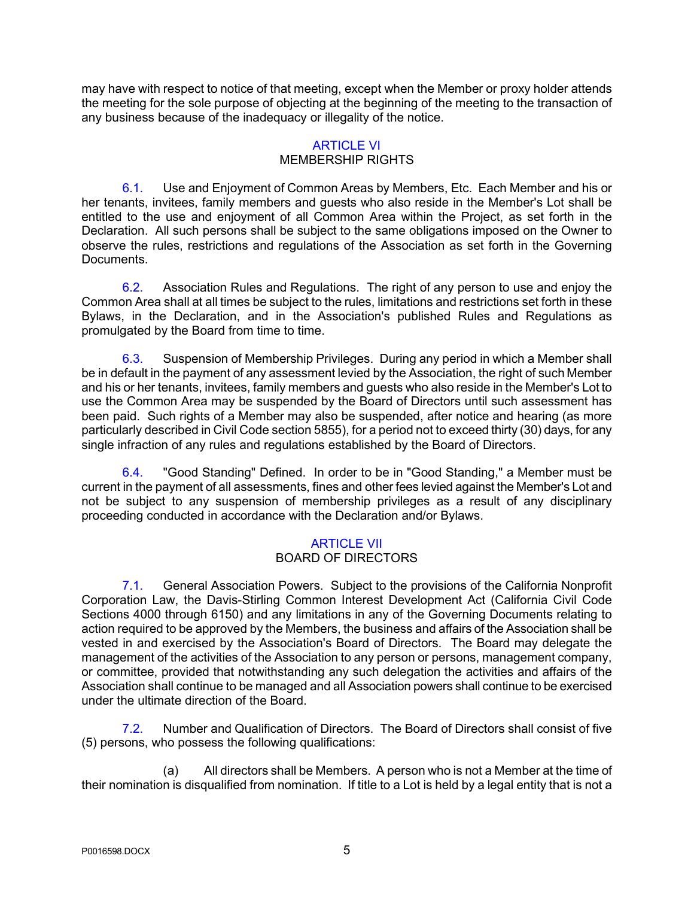may have with respect to notice of that meeting, except when the Member or proxy holder attends the meeting for the sole purpose of objecting at the beginning of the meeting to the transaction of any business because of the inadequacy or illegality of the notice.

## ARTICLE VI
## MEMBERSHIP RIGHTS

6.1. Use and Enjoyment of Common Areas by Members, Etc. Each Member and his or her tenants, invitees, family members and guests who also reside in the Member's Lot shall be entitled to the use and enjoyment of all Common Area within the Project, as set forth in the Declaration. All such persons shall be subject to the same obligations imposed on the Owner to observe the rules, restrictions and regulations of the Association as set forth in the Governing Documents.

6.2. Association Rules and Regulations. The right of any person to use and enjoy the Common Area shall at all times be subject to the rules, limitations and restrictions set forth in these Bylaws, in the Declaration, and in the Association's published Rules and Regulations as promulgated by the Board from time to time.

6.3. Suspension of Membership Privileges. During any period in which a Member shall be in default in the payment of any assessment levied by the Association, the right of such Member and his or her tenants, invitees, family members and guests who also reside in the Member's Lot to use the Common Area may be suspended by the Board of Directors until such assessment has been paid. Such rights of a Member may also be suspended, after notice and hearing (as more particularly described in Civil Code section 5855), for a period not to exceed thirty (30) days, for any single infraction of any rules and regulations established by the Board of Directors.

6.4. "Good Standing" Defined. In order to be in "Good Standing," a Member must be current in the payment of all assessments, fines and other fees levied against the Member's Lot and not be subject to any suspension of membership privileges as a result of any disciplinary proceeding conducted in accordance with the Declaration and/or Bylaws.

## ARTICLE VII
## BOARD OF DIRECTORS

7.1. General Association Powers. Subject to the provisions of the California Nonprofit Corporation Law, the Davis-Stirling Common Interest Development Act (California Civil Code Sections 4000 through 6150) and any limitations in any of the Governing Documents relating to action required to be approved by the Members, the business and affairs of the Association shall be vested in and exercised by the Association's Board of Directors. The Board may delegate the management of the activities of the Association to any person or persons, management company, or committee, provided that notwithstanding any such delegation the activities and affairs of the Association shall continue to be managed and all Association powers shall continue to be exercised under the ultimate direction of the Board.

7.2. Number and Qualification of Directors. The Board of Directors shall consist of five (5) persons, who possess the following qualifications:

(a) All directors shall be Members. A person who is not a Member at the time of their nomination is disqualified from nomination. If title to a Lot is held by a legal entity that is not a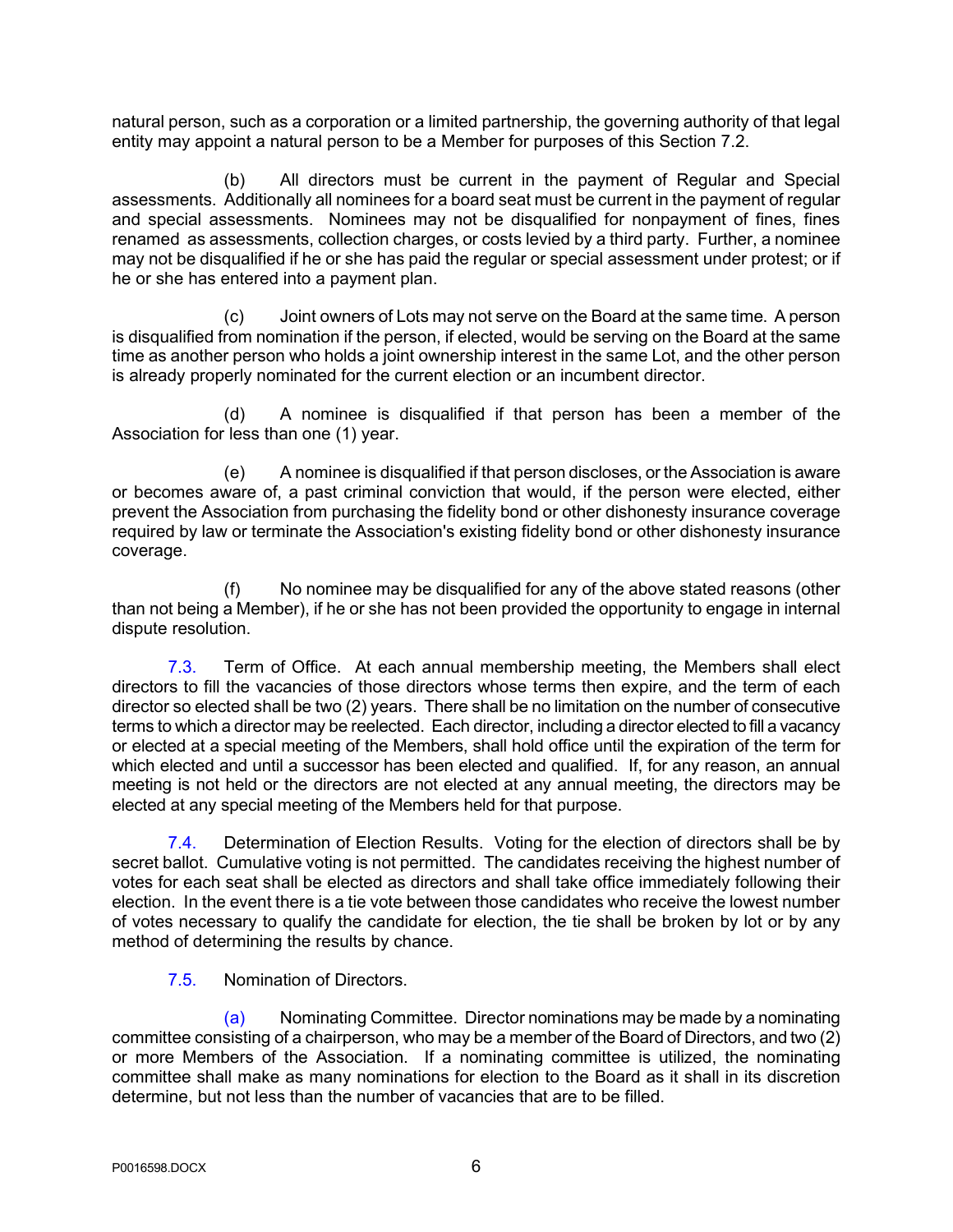natural person, such as a corporation or a limited partnership, the governing authority of that legal entity may appoint a natural person to be a Member for purposes of this Section 7.2.

(b) All directors must be current in the payment of Regular and Special assessments. Additionally all nominees for a board seat must be current in the payment of regular and special assessments. Nominees may not be disqualified for nonpayment of fines, fines renamed as assessments, collection charges, or costs levied by a third party. Further, a nominee may not be disqualified if he or she has paid the regular or special assessment under protest; or if he or she has entered into a payment plan.

(c) Joint owners of Lots may not serve on the Board at the same time. A person is disqualified from nomination if the person, if elected, would be serving on the Board at the same time as another person who holds a joint ownership interest in the same Lot, and the other person is already properly nominated for the current election or an incumbent director.

(d) A nominee is disqualified if that person has been a member of the Association for less than one (1) year.

(e) A nominee is disqualified if that person discloses, or the Association is aware or becomes aware of, a past criminal conviction that would, if the person were elected, either prevent the Association from purchasing the fidelity bond or other dishonesty insurance coverage required by law or terminate the Association's existing fidelity bond or other dishonesty insurance coverage.

(f) No nominee may be disqualified for any of the above stated reasons (other than not being a Member), if he or she has not been provided the opportunity to engage in internal dispute resolution.

7.3. Term of Office. At each annual membership meeting, the Members shall elect directors to fill the vacancies of those directors whose terms then expire, and the term of each director so elected shall be two (2) years. There shall be no limitation on the number of consecutive terms to which a director may be reelected. Each director, including a director elected to fill a vacancy or elected at a special meeting of the Members, shall hold office until the expiration of the term for which elected and until a successor has been elected and qualified. If, for any reason, an annual meeting is not held or the directors are not elected at any annual meeting, the directors may be elected at any special meeting of the Members held for that purpose.

7.4. Determination of Election Results. Voting for the election of directors shall be by secret ballot. Cumulative voting is not permitted. The candidates receiving the highest number of votes for each seat shall be elected as directors and shall take office immediately following their election. In the event there is a tie vote between those candidates who receive the lowest number of votes necessary to qualify the candidate for election, the tie shall be broken by lot or by any method of determining the results by chance.

7.5. Nomination of Directors.

(a) Nominating Committee. Director nominations may be made by a nominating committee consisting of a chairperson, who may be a member of the Board of Directors, and two (2) or more Members of the Association. If a nominating committee is utilized, the nominating committee shall make as many nominations for election to the Board as it shall in its discretion determine, but not less than the number of vacancies that are to be filled.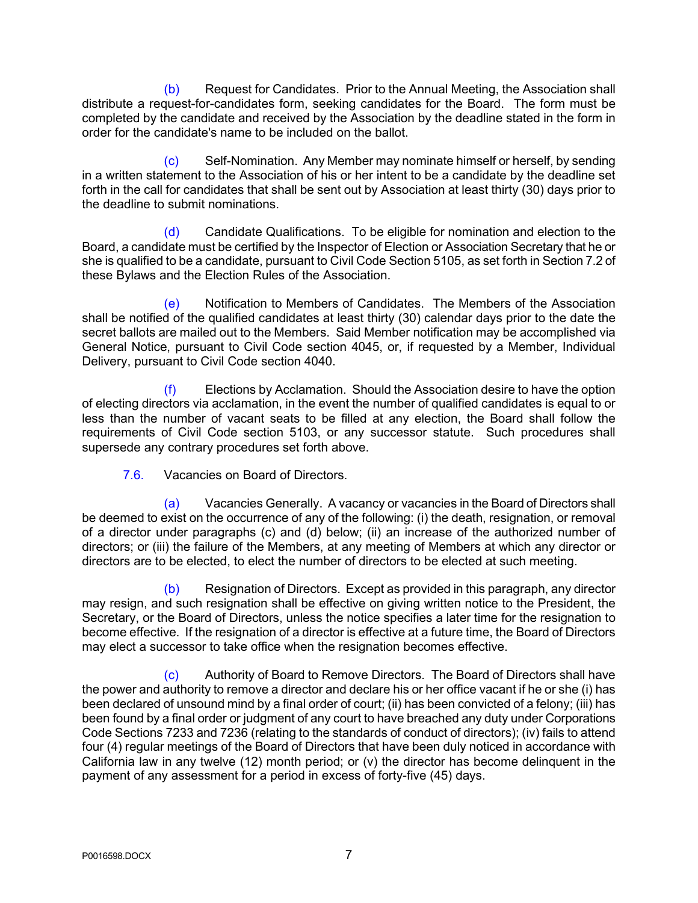(b) Request for Candidates. Prior to the Annual Meeting, the Association shall distribute a request-for-candidates form, seeking candidates for the Board. The form must be completed by the candidate and received by the Association by the deadline stated in the form in order for the candidate's name to be included on the ballot.

(c) Self-Nomination. Any Member may nominate himself or herself, by sending in a written statement to the Association of his or her intent to be a candidate by the deadline set forth in the call for candidates that shall be sent out by Association at least thirty (30) days prior to the deadline to submit nominations.

(d) Candidate Qualifications. To be eligible for nomination and election to the Board, a candidate must be certified by the Inspector of Election or Association Secretary that he or she is qualified to be a candidate, pursuant to Civil Code Section 5105, as set forth in Section 7.2 of these Bylaws and the Election Rules of the Association.

(e) Notification to Members of Candidates. The Members of the Association shall be notified of the qualified candidates at least thirty (30) calendar days prior to the date the secret ballots are mailed out to the Members. Said Member notification may be accomplished via General Notice, pursuant to Civil Code section 4045, or, if requested by a Member, Individual Delivery, pursuant to Civil Code section 4040.

(f) Elections by Acclamation. Should the Association desire to have the option of electing directors via acclamation, in the event the number of qualified candidates is equal to or less than the number of vacant seats to be filled at any election, the Board shall follow the requirements of Civil Code section 5103, or any successor statute. Such procedures shall supersede any contrary procedures set forth above.

7.6. Vacancies on Board of Directors.

(a) Vacancies Generally. A vacancy or vacancies in the Board of Directors shall be deemed to exist on the occurrence of any of the following: (i) the death, resignation, or removal of a director under paragraphs (c) and (d) below; (ii) an increase of the authorized number of directors; or (iii) the failure of the Members, at any meeting of Members at which any director or directors are to be elected, to elect the number of directors to be elected at such meeting.

(b) Resignation of Directors. Except as provided in this paragraph, any director may resign, and such resignation shall be effective on giving written notice to the President, the Secretary, or the Board of Directors, unless the notice specifies a later time for the resignation to become effective. If the resignation of a director is effective at a future time, the Board of Directors may elect a successor to take office when the resignation becomes effective.

(c) Authority of Board to Remove Directors. The Board of Directors shall have the power and authority to remove a director and declare his or her office vacant if he or she (i) has been declared of unsound mind by a final order of court; (ii) has been convicted of a felony; (iii) has been found by a final order or judgment of any court to have breached any duty under Corporations Code Sections 7233 and 7236 (relating to the standards of conduct of directors); (iv) fails to attend four (4) regular meetings of the Board of Directors that have been duly noticed in accordance with California law in any twelve (12) month period; or (v) the director has become delinquent in the payment of any assessment for a period in excess of forty-five (45) days.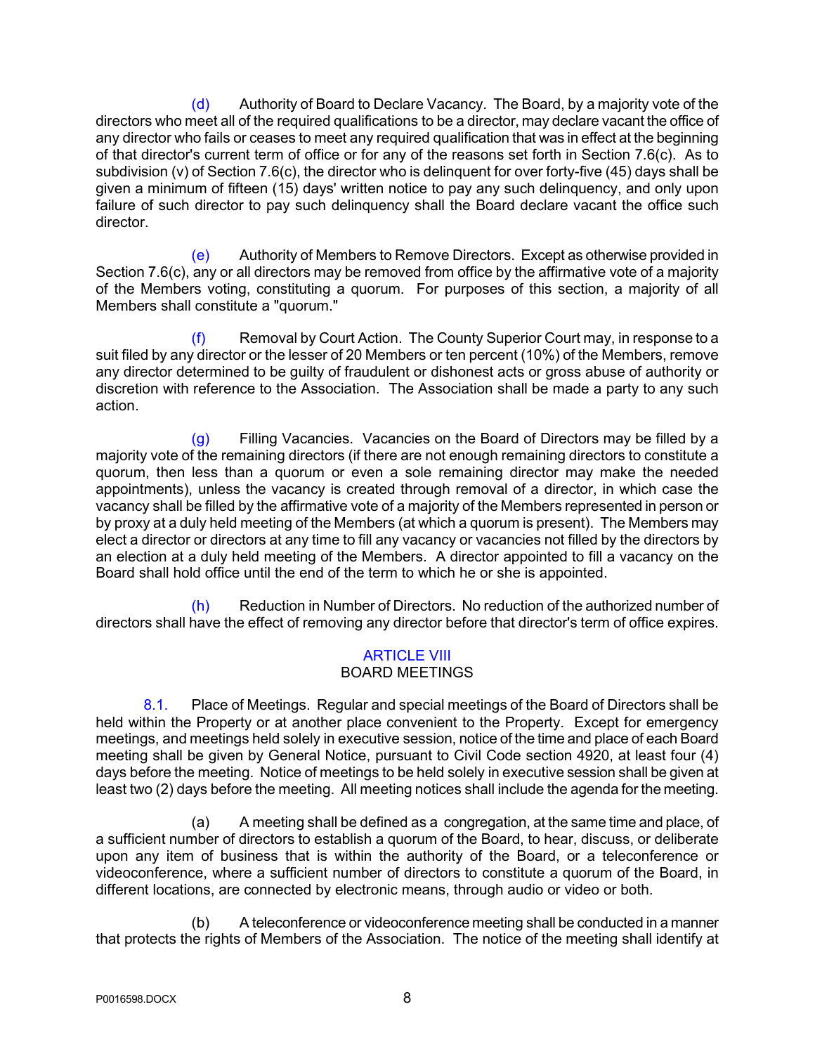(d) Authority of Board to Declare Vacancy. The Board, by a majority vote of the directors who meet all of the required qualifications to be a director, may declare vacant the office of any director who fails or ceases to meet any required qualification that was in effect at the beginning of that director's current term of office or for any of the reasons set forth in Section 7.6(c). As to subdivision (v) of Section 7.6(c), the director who is delinquent for over forty-five (45) days shall be given a minimum of fifteen (15) days' written notice to pay any such delinquency, and only upon failure of such director to pay such delinquency shall the Board declare vacant the office such director.

(e) Authority of Members to Remove Directors. Except as otherwise provided in Section 7.6(c), any or all directors may be removed from office by the affirmative vote of a majority of the Members voting, constituting a quorum. For purposes of this section, a majority of all Members shall constitute a "quorum."

(f) Removal by Court Action. The County Superior Court may, in response to a suit filed by any director or the lesser of 20 Members or ten percent (10%) of the Members, remove any director determined to be guilty of fraudulent or dishonest acts or gross abuse of authority or discretion with reference to the Association. The Association shall be made a party to any such action.

(g) Filling Vacancies. Vacancies on the Board of Directors may be filled by a majority vote of the remaining directors (if there are not enough remaining directors to constitute a quorum, then less than a quorum or even a sole remaining director may make the needed appointments), unless the vacancy is created through removal of a director, in which case the vacancy shall be filled by the affirmative vote of a majority of the Members represented in person or by proxy at a duly held meeting of the Members (at which a quorum is present). The Members may elect a director or directors at any time to fill any vacancy or vacancies not filled by the directors by an election at a duly held meeting of the Members. A director appointed to fill a vacancy on the Board shall hold office until the end of the term to which he or she is appointed.

(h) Reduction in Number of Directors. No reduction of the authorized number of directors shall have the effect of removing any director before that director's term of office expires.

## ARTICLE VIII
## BOARD MEETINGS

8.1. Place of Meetings. Regular and special meetings of the Board of Directors shall be held within the Property or at another place convenient to the Property. Except for emergency meetings, and meetings held solely in executive session, notice of the time and place of each Board meeting shall be given by General Notice, pursuant to Civil Code section 4920, at least four (4) days before the meeting. Notice of meetings to be held solely in executive session shall be given at least two (2) days before the meeting. All meeting notices shall include the agenda for the meeting.

(a) A meeting shall be defined as a congregation, at the same time and place, of a sufficient number of directors to establish a quorum of the Board, to hear, discuss, or deliberate upon any item of business that is within the authority of the Board, or a teleconference or videoconference, where a sufficient number of directors to constitute a quorum of the Board, in different locations, are connected by electronic means, through audio or video or both.

(b) A teleconference or videoconference meeting shall be conducted in a manner that protects the rights of Members of the Association. The notice of the meeting shall identify at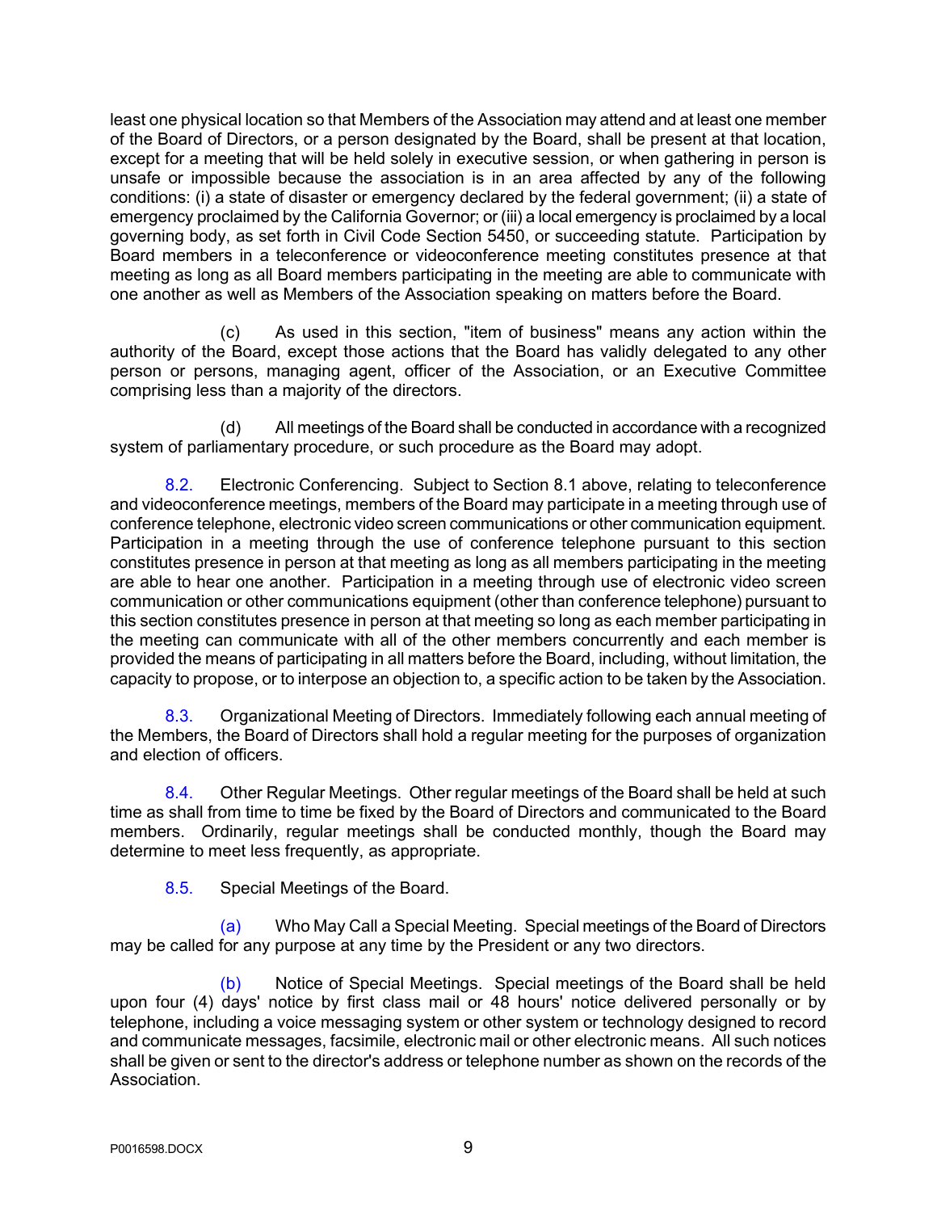least one physical location so that Members of the Association may attend and at least one member of the Board of Directors, or a person designated by the Board, shall be present at that location, except for a meeting that will be held solely in executive session, or when gathering in person is unsafe or impossible because the association is in an area affected by any of the following conditions: (i) a state of disaster or emergency declared by the federal government; (ii) a state of emergency proclaimed by the California Governor; or (iii) a local emergency is proclaimed by a local governing body, as set forth in Civil Code Section 5450, or succeeding statute. Participation by Board members in a teleconference or videoconference meeting constitutes presence at that meeting as long as all Board members participating in the meeting are able to communicate with one another as well as Members of the Association speaking on matters before the Board.

(c) As used in this section, "item of business" means any action within the authority of the Board, except those actions that the Board has validly delegated to any other person or persons, managing agent, officer of the Association, or an Executive Committee comprising less than a majority of the directors.

(d) All meetings of the Board shall be conducted in accordance with a recognized system of parliamentary procedure, or such procedure as the Board may adopt.

8.2. Electronic Conferencing. Subject to Section 8.1 above, relating to teleconference and videoconference meetings, members of the Board may participate in a meeting through use of conference telephone, electronic video screen communications or other communication equipment. Participation in a meeting through the use of conference telephone pursuant to this section constitutes presence in person at that meeting as long as all members participating in the meeting are able to hear one another. Participation in a meeting through use of electronic video screen communication or other communications equipment (other than conference telephone) pursuant to this section constitutes presence in person at that meeting so long as each member participating in the meeting can communicate with all of the other members concurrently and each member is provided the means of participating in all matters before the Board, including, without limitation, the capacity to propose, or to interpose an objection to, a specific action to be taken by the Association.

8.3. Organizational Meeting of Directors. Immediately following each annual meeting of the Members, the Board of Directors shall hold a regular meeting for the purposes of organization and election of officers.

8.4. Other Regular Meetings. Other regular meetings of the Board shall be held at such time as shall from time to time be fixed by the Board of Directors and communicated to the Board members. Ordinarily, regular meetings shall be conducted monthly, though the Board may determine to meet less frequently, as appropriate.

8.5. Special Meetings of the Board.

(a) Who May Call a Special Meeting. Special meetings of the Board of Directors may be called for any purpose at any time by the President or any two directors.

(b) Notice of Special Meetings. Special meetings of the Board shall be held upon four (4) days' notice by first class mail or 48 hours' notice delivered personally or by telephone, including a voice messaging system or other system or technology designed to record and communicate messages, facsimile, electronic mail or other electronic means. All such notices shall be given or sent to the director's address or telephone number as shown on the records of the Association.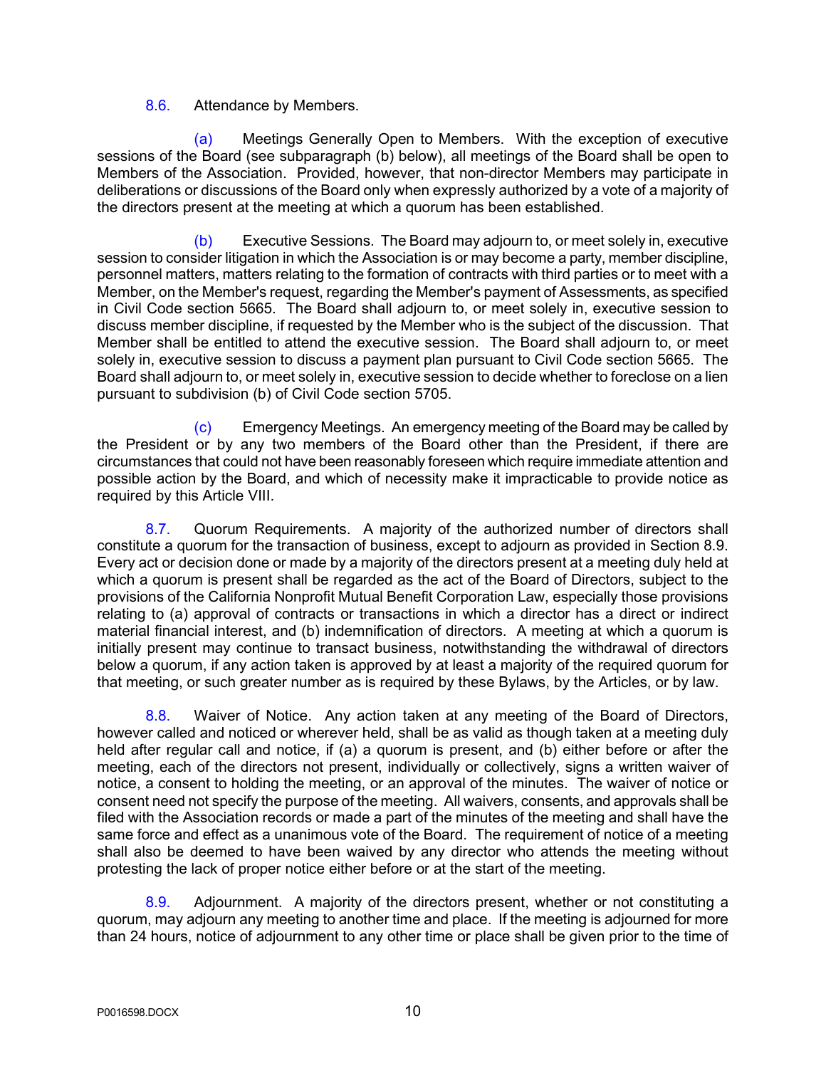8.6. Attendance by Members.

(a) Meetings Generally Open to Members. With the exception of executive sessions of the Board (see subparagraph (b) below), all meetings of the Board shall be open to Members of the Association. Provided, however, that non-director Members may participate in deliberations or discussions of the Board only when expressly authorized by a vote of a majority of the directors present at the meeting at which a quorum has been established.

(b) Executive Sessions. The Board may adjourn to, or meet solely in, executive session to consider litigation in which the Association is or may become a party, member discipline, personnel matters, matters relating to the formation of contracts with third parties or to meet with a Member, on the Member's request, regarding the Member's payment of Assessments, as specified in Civil Code section 5665. The Board shall adjourn to, or meet solely in, executive session to discuss member discipline, if requested by the Member who is the subject of the discussion. That Member shall be entitled to attend the executive session. The Board shall adjourn to, or meet solely in, executive session to discuss a payment plan pursuant to Civil Code section 5665. The Board shall adjourn to, or meet solely in, executive session to decide whether to foreclose on a lien pursuant to subdivision (b) of Civil Code section 5705.

(c) Emergency Meetings. An emergency meeting of the Board may be called by the President or by any two members of the Board other than the President, if there are circumstances that could not have been reasonably foreseen which require immediate attention and possible action by the Board, and which of necessity make it impracticable to provide notice as required by this Article VIII.

8.7. Quorum Requirements. A majority of the authorized number of directors shall constitute a quorum for the transaction of business, except to adjourn as provided in Section 8.9. Every act or decision done or made by a majority of the directors present at a meeting duly held at which a quorum is present shall be regarded as the act of the Board of Directors, subject to the provisions of the California Nonprofit Mutual Benefit Corporation Law, especially those provisions relating to (a) approval of contracts or transactions in which a director has a direct or indirect material financial interest, and (b) indemnification of directors. A meeting at which a quorum is initially present may continue to transact business, notwithstanding the withdrawal of directors below a quorum, if any action taken is approved by at least a majority of the required quorum for that meeting, or such greater number as is required by these Bylaws, by the Articles, or by law.

8.8. Waiver of Notice. Any action taken at any meeting of the Board of Directors, however called and noticed or wherever held, shall be as valid as though taken at a meeting duly held after regular call and notice, if (a) a quorum is present, and (b) either before or after the meeting, each of the directors not present, individually or collectively, signs a written waiver of notice, a consent to holding the meeting, or an approval of the minutes. The waiver of notice or consent need not specify the purpose of the meeting. All waivers, consents, and approvals shall be filed with the Association records or made a part of the minutes of the meeting and shall have the same force and effect as a unanimous vote of the Board. The requirement of notice of a meeting shall also be deemed to have been waived by any director who attends the meeting without protesting the lack of proper notice either before or at the start of the meeting.

8.9. Adjournment. A majority of the directors present, whether or not constituting a quorum, may adjourn any meeting to another time and place. If the meeting is adjourned for more than 24 hours, notice of adjournment to any other time or place shall be given prior to the time of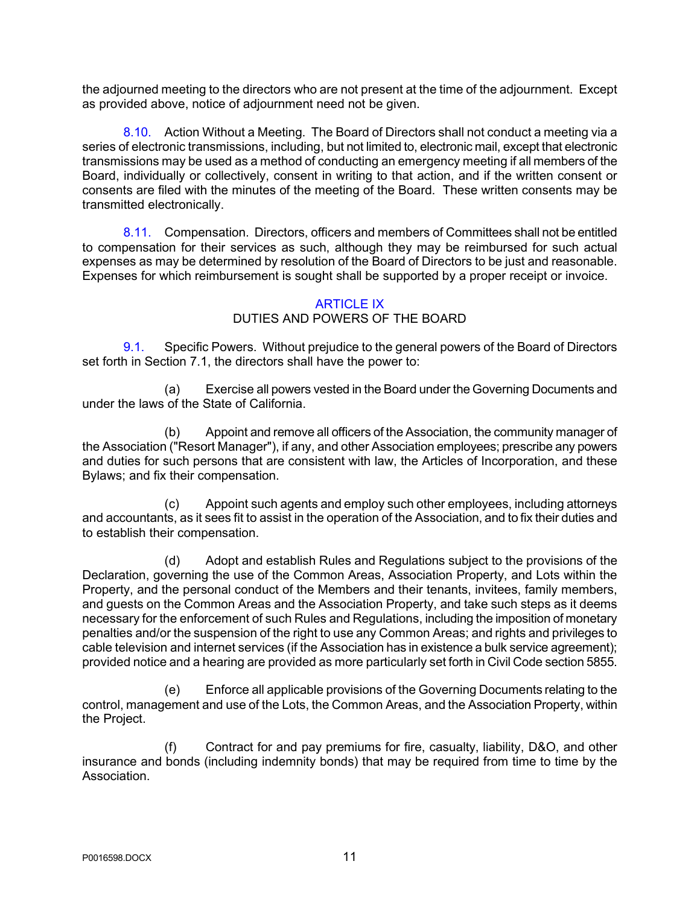the adjourned meeting to the directors who are not present at the time of the adjournment. Except as provided above, notice of adjournment need not be given.

8.10. Action Without a Meeting. The Board of Directors shall not conduct a meeting via a series of electronic transmissions, including, but not limited to, electronic mail, except that electronic transmissions may be used as a method of conducting an emergency meeting if all members of the Board, individually or collectively, consent in writing to that action, and if the written consent or consents are filed with the minutes of the meeting of the Board. These written consents may be transmitted electronically.

8.11. Compensation. Directors, officers and members of Committees shall not be entitled to compensation for their services as such, although they may be reimbursed for such actual expenses as may be determined by resolution of the Board of Directors to be just and reasonable. Expenses for which reimbursement is sought shall be supported by a proper receipt or invoice.

## ARTICLE IX
## DUTIES AND POWERS OF THE BOARD

9.1. Specific Powers. Without prejudice to the general powers of the Board of Directors set forth in Section 7.1, the directors shall have the power to:

(a) Exercise all powers vested in the Board under the Governing Documents and under the laws of the State of California.

(b) Appoint and remove all officers of the Association, the community manager of the Association ("Resort Manager"), if any, and other Association employees; prescribe any powers and duties for such persons that are consistent with law, the Articles of Incorporation, and these Bylaws; and fix their compensation.

(c) Appoint such agents and employ such other employees, including attorneys and accountants, as it sees fit to assist in the operation of the Association, and to fix their duties and to establish their compensation.

(d) Adopt and establish Rules and Regulations subject to the provisions of the Declaration, governing the use of the Common Areas, Association Property, and Lots within the Property, and the personal conduct of the Members and their tenants, invitees, family members, and guests on the Common Areas and the Association Property, and take such steps as it deems necessary for the enforcement of such Rules and Regulations, including the imposition of monetary penalties and/or the suspension of the right to use any Common Areas; and rights and privileges to cable television and internet services (if the Association has in existence a bulk service agreement); provided notice and a hearing are provided as more particularly set forth in Civil Code section 5855.

(e) Enforce all applicable provisions of the Governing Documents relating to the control, management and use of the Lots, the Common Areas, and the Association Property, within the Project.

(f) Contract for and pay premiums for fire, casualty, liability, D&O, and other insurance and bonds (including indemnity bonds) that may be required from time to time by the Association.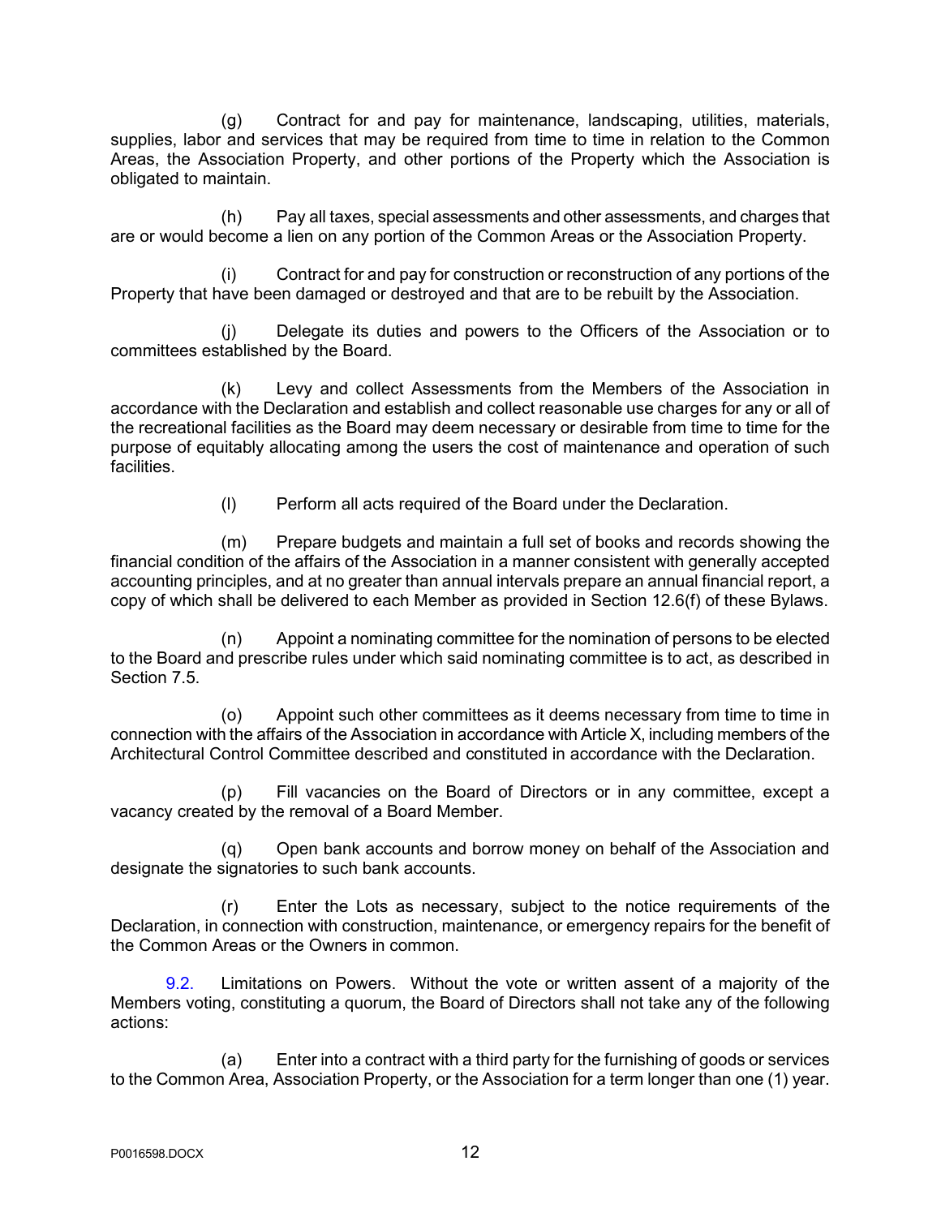(g) Contract for and pay for maintenance, landscaping, utilities, materials, supplies, labor and services that may be required from time to time in relation to the Common Areas, the Association Property, and other portions of the Property which the Association is obligated to maintain.

(h) Pay all taxes, special assessments and other assessments, and charges that are or would become a lien on any portion of the Common Areas or the Association Property.

(i) Contract for and pay for construction or reconstruction of any portions of the Property that have been damaged or destroyed and that are to be rebuilt by the Association.

(j) Delegate its duties and powers to the Officers of the Association or to committees established by the Board.

(k) Levy and collect Assessments from the Members of the Association in accordance with the Declaration and establish and collect reasonable use charges for any or all of the recreational facilities as the Board may deem necessary or desirable from time to time for the purpose of equitably allocating among the users the cost of maintenance and operation of such facilities.

(l) Perform all acts required of the Board under the Declaration.

(m) Prepare budgets and maintain a full set of books and records showing the financial condition of the affairs of the Association in a manner consistent with generally accepted accounting principles, and at no greater than annual intervals prepare an annual financial report, a copy of which shall be delivered to each Member as provided in Section 12.6(f) of these Bylaws.

(n) Appoint a nominating committee for the nomination of persons to be elected to the Board and prescribe rules under which said nominating committee is to act, as described in Section 7.5.

(o) Appoint such other committees as it deems necessary from time to time in connection with the affairs of the Association in accordance with Article X, including members of the Architectural Control Committee described and constituted in accordance with the Declaration.

(p) Fill vacancies on the Board of Directors or in any committee, except a vacancy created by the removal of a Board Member.

(q) Open bank accounts and borrow money on behalf of the Association and designate the signatories to such bank accounts.

(r) Enter the Lots as necessary, subject to the notice requirements of the Declaration, in connection with construction, maintenance, or emergency repairs for the benefit of the Common Areas or the Owners in common.

9.2. Limitations on Powers. Without the vote or written assent of a majority of the Members voting, constituting a quorum, the Board of Directors shall not take any of the following actions:

(a) Enter into a contract with a third party for the furnishing of goods or services to the Common Area, Association Property, or the Association for a term longer than one (1) year.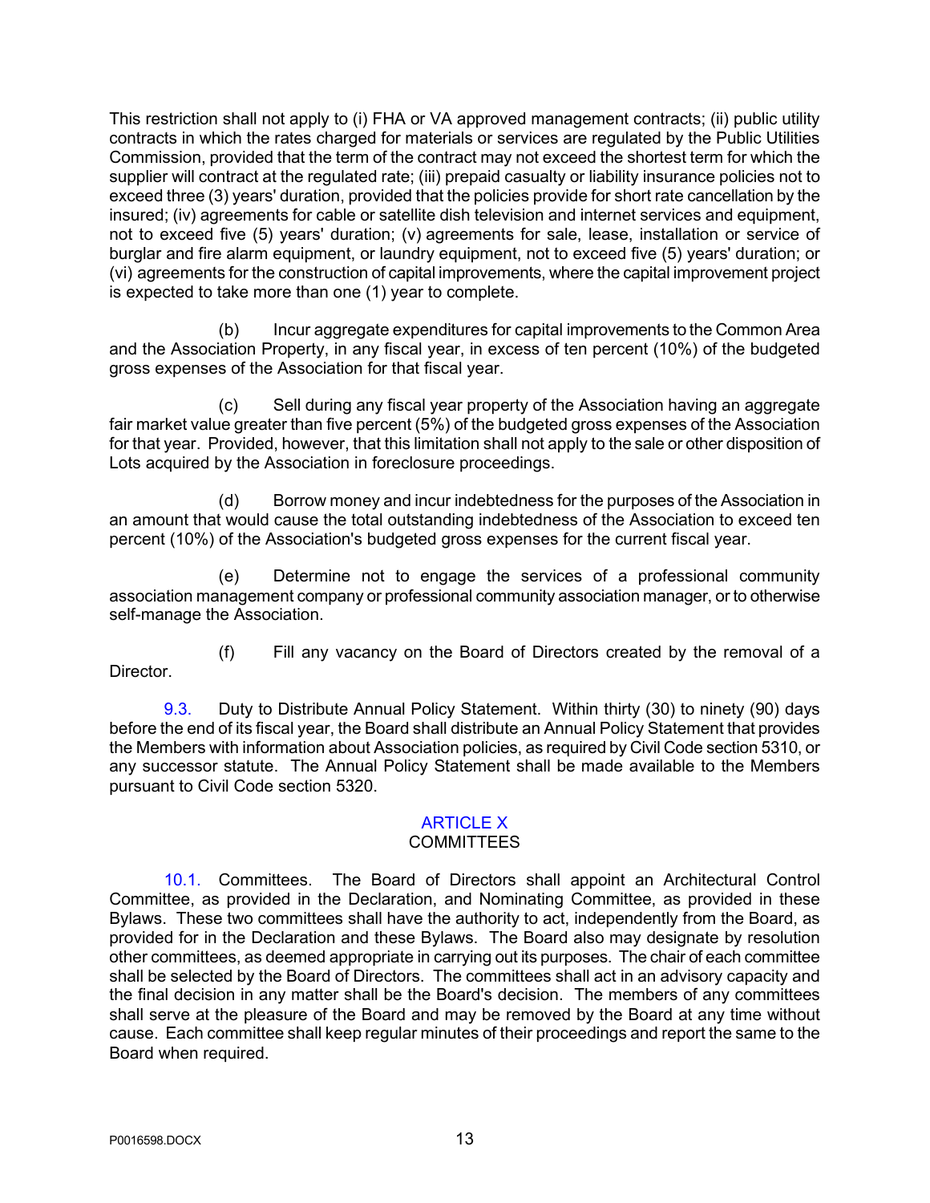This restriction shall not apply to (i) FHA or VA approved management contracts; (ii) public utility contracts in which the rates charged for materials or services are regulated by the Public Utilities Commission, provided that the term of the contract may not exceed the shortest term for which the supplier will contract at the regulated rate; (iii) prepaid casualty or liability insurance policies not to exceed three (3) years' duration, provided that the policies provide for short rate cancellation by the insured; (iv) agreements for cable or satellite dish television and internet services and equipment, not to exceed five (5) years' duration; (v) agreements for sale, lease, installation or service of burglar and fire alarm equipment, or laundry equipment, not to exceed five (5) years' duration; or (vi) agreements for the construction of capital improvements, where the capital improvement project is expected to take more than one (1) year to complete.

(b) Incur aggregate expenditures for capital improvements to the Common Area and the Association Property, in any fiscal year, in excess of ten percent (10%) of the budgeted gross expenses of the Association for that fiscal year.

(c) Sell during any fiscal year property of the Association having an aggregate fair market value greater than five percent (5%) of the budgeted gross expenses of the Association for that year. Provided, however, that this limitation shall not apply to the sale or other disposition of Lots acquired by the Association in foreclosure proceedings.

(d) Borrow money and incur indebtedness for the purposes of the Association in an amount that would cause the total outstanding indebtedness of the Association to exceed ten percent (10%) of the Association's budgeted gross expenses for the current fiscal year.

(e) Determine not to engage the services of a professional community association management company or professional community association manager, or to otherwise self-manage the Association.

(f) Fill any vacancy on the Board of Directors created by the removal of a Director.

9.3. Duty to Distribute Annual Policy Statement. Within thirty (30) to ninety (90) days before the end of its fiscal year, the Board shall distribute an Annual Policy Statement that provides the Members with information about Association policies, as required by Civil Code section 5310, or any successor statute. The Annual Policy Statement shall be made available to the Members pursuant to Civil Code section 5320.

## ARTICLE X
## COMMITTEES

10.1. Committees. The Board of Directors shall appoint an Architectural Control Committee, as provided in the Declaration, and Nominating Committee, as provided in these Bylaws. These two committees shall have the authority to act, independently from the Board, as provided for in the Declaration and these Bylaws. The Board also may designate by resolution other committees, as deemed appropriate in carrying out its purposes. The chair of each committee shall be selected by the Board of Directors. The committees shall act in an advisory capacity and the final decision in any matter shall be the Board's decision. The members of any committees shall serve at the pleasure of the Board and may be removed by the Board at any time without cause. Each committee shall keep regular minutes of their proceedings and report the same to the Board when required.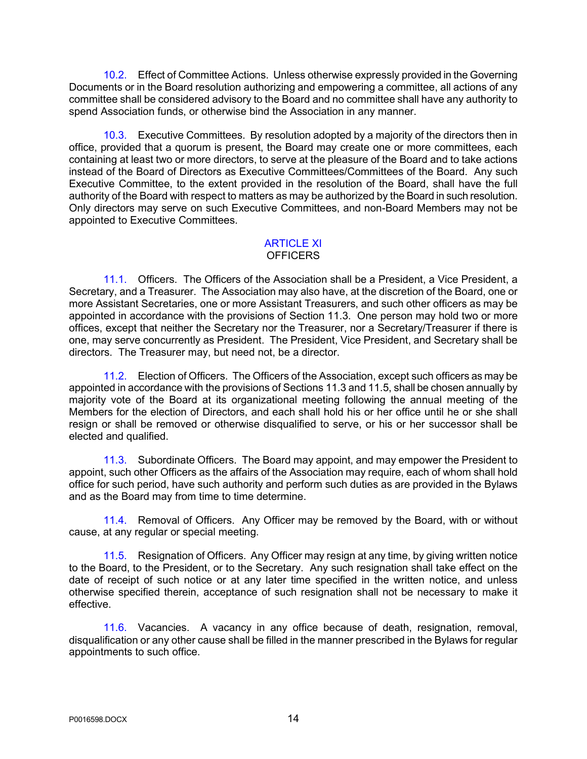10.2. Effect of Committee Actions. Unless otherwise expressly provided in the Governing Documents or in the Board resolution authorizing and empowering a committee, all actions of any committee shall be considered advisory to the Board and no committee shall have any authority to spend Association funds, or otherwise bind the Association in any manner.

10.3. Executive Committees. By resolution adopted by a majority of the directors then in office, provided that a quorum is present, the Board may create one or more committees, each containing at least two or more directors, to serve at the pleasure of the Board and to take actions instead of the Board of Directors as Executive Committees/Committees of the Board. Any such Executive Committee, to the extent provided in the resolution of the Board, shall have the full authority of the Board with respect to matters as may be authorized by the Board in such resolution. Only directors may serve on such Executive Committees, and non-Board Members may not be appointed to Executive Committees.

## ARTICLE XI
## OFFICERS

11.1. Officers. The Officers of the Association shall be a President, a Vice President, a Secretary, and a Treasurer. The Association may also have, at the discretion of the Board, one or more Assistant Secretaries, one or more Assistant Treasurers, and such other officers as may be appointed in accordance with the provisions of Section 11.3. One person may hold two or more offices, except that neither the Secretary nor the Treasurer, nor a Secretary/Treasurer if there is one, may serve concurrently as President. The President, Vice President, and Secretary shall be directors. The Treasurer may, but need not, be a director.

11.2. Election of Officers. The Officers of the Association, except such officers as may be appointed in accordance with the provisions of Sections 11.3 and 11.5, shall be chosen annually by majority vote of the Board at its organizational meeting following the annual meeting of the Members for the election of Directors, and each shall hold his or her office until he or she shall resign or shall be removed or otherwise disqualified to serve, or his or her successor shall be elected and qualified.

11.3. Subordinate Officers. The Board may appoint, and may empower the President to appoint, such other Officers as the affairs of the Association may require, each of whom shall hold office for such period, have such authority and perform such duties as are provided in the Bylaws and as the Board may from time to time determine.

11.4. Removal of Officers. Any Officer may be removed by the Board, with or without cause, at any regular or special meeting.

11.5. Resignation of Officers. Any Officer may resign at any time, by giving written notice to the Board, to the President, or to the Secretary. Any such resignation shall take effect on the date of receipt of such notice or at any later time specified in the written notice, and unless otherwise specified therein, acceptance of such resignation shall not be necessary to make it effective.

11.6. Vacancies. A vacancy in any office because of death, resignation, removal, disqualification or any other cause shall be filled in the manner prescribed in the Bylaws for regular appointments to such office.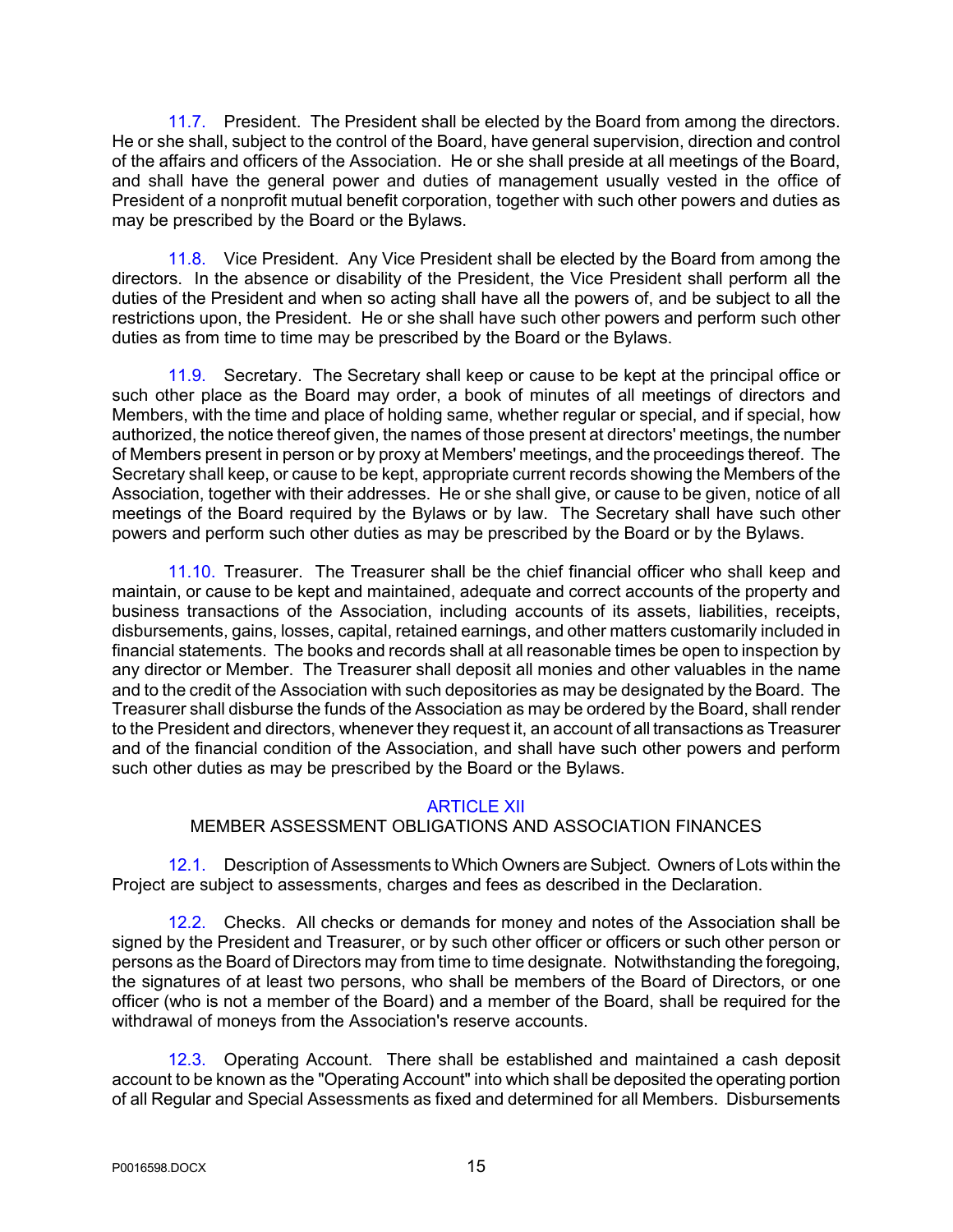11.7. President. The President shall be elected by the Board from among the directors. He or she shall, subject to the control of the Board, have general supervision, direction and control of the affairs and officers of the Association. He or she shall preside at all meetings of the Board, and shall have the general power and duties of management usually vested in the office of President of a nonprofit mutual benefit corporation, together with such other powers and duties as may be prescribed by the Board or the Bylaws.

11.8. Vice President. Any Vice President shall be elected by the Board from among the directors. In the absence or disability of the President, the Vice President shall perform all the duties of the President and when so acting shall have all the powers of, and be subject to all the restrictions upon, the President. He or she shall have such other powers and perform such other duties as from time to time may be prescribed by the Board or the Bylaws.

11.9. Secretary. The Secretary shall keep or cause to be kept at the principal office or such other place as the Board may order, a book of minutes of all meetings of directors and Members, with the time and place of holding same, whether regular or special, and if special, how authorized, the notice thereof given, the names of those present at directors' meetings, the number of Members present in person or by proxy at Members' meetings, and the proceedings thereof. The Secretary shall keep, or cause to be kept, appropriate current records showing the Members of the Association, together with their addresses. He or she shall give, or cause to be given, notice of all meetings of the Board required by the Bylaws or by law. The Secretary shall have such other powers and perform such other duties as may be prescribed by the Board or by the Bylaws.

11.10. Treasurer. The Treasurer shall be the chief financial officer who shall keep and maintain, or cause to be kept and maintained, adequate and correct accounts of the property and business transactions of the Association, including accounts of its assets, liabilities, receipts, disbursements, gains, losses, capital, retained earnings, and other matters customarily included in financial statements. The books and records shall at all reasonable times be open to inspection by any director or Member. The Treasurer shall deposit all monies and other valuables in the name and to the credit of the Association with such depositories as may be designated by the Board. The Treasurer shall disburse the funds of the Association as may be ordered by the Board, shall render to the President and directors, whenever they request it, an account of all transactions as Treasurer and of the financial condition of the Association, and shall have such other powers and perform such other duties as may be prescribed by the Board or the Bylaws.

## ARTICLE XII
## MEMBER ASSESSMENT OBLIGATIONS AND ASSOCIATION FINANCES

12.1. Description of Assessments to Which Owners are Subject. Owners of Lots within the Project are subject to assessments, charges and fees as described in the Declaration.

12.2. Checks. All checks or demands for money and notes of the Association shall be signed by the President and Treasurer, or by such other officer or officers or such other person or persons as the Board of Directors may from time to time designate. Notwithstanding the foregoing, the signatures of at least two persons, who shall be members of the Board of Directors, or one officer (who is not a member of the Board) and a member of the Board, shall be required for the withdrawal of moneys from the Association's reserve accounts.

12.3. Operating Account. There shall be established and maintained a cash deposit account to be known as the "Operating Account" into which shall be deposited the operating portion of all Regular and Special Assessments as fixed and determined for all Members. Disbursements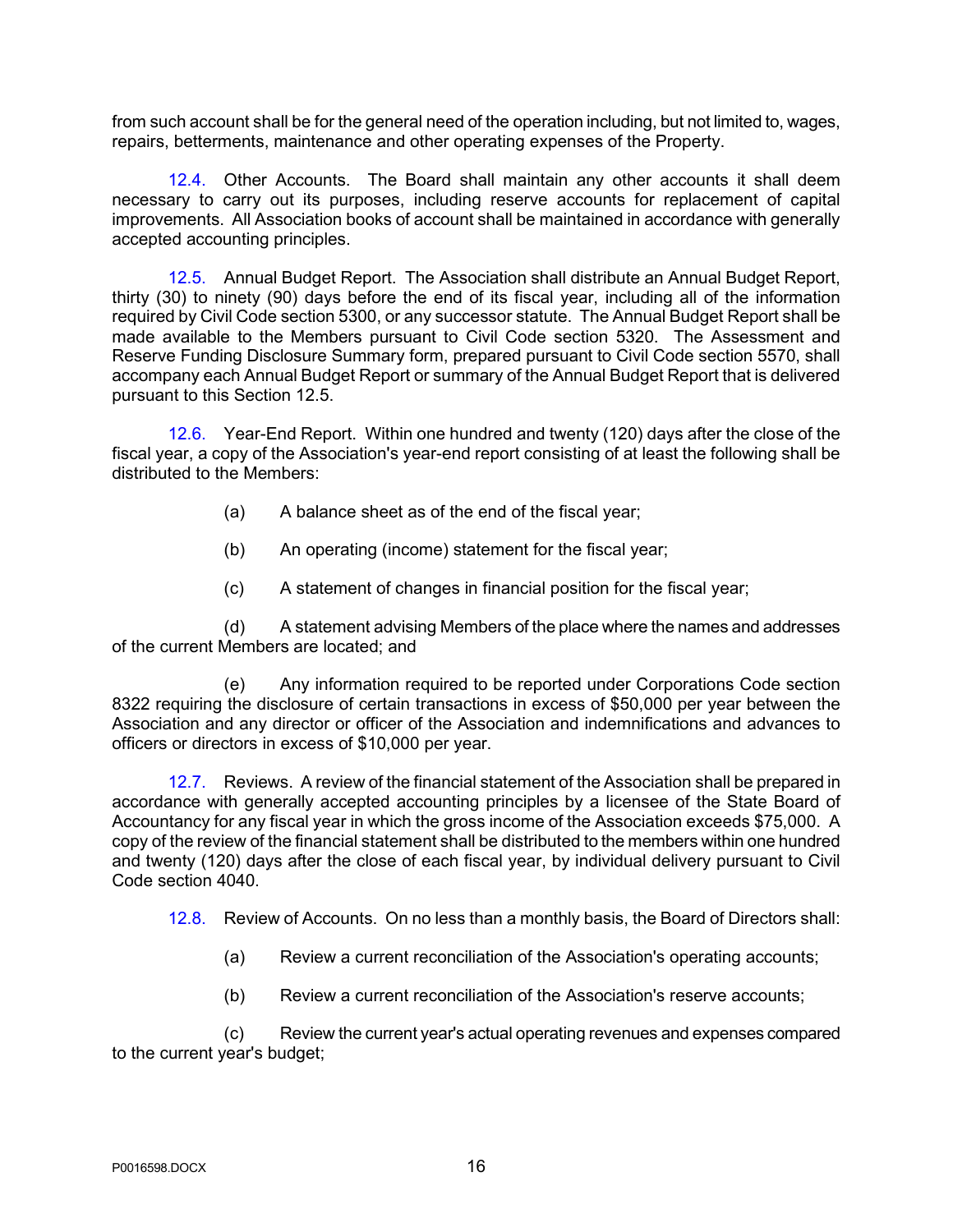from such account shall be for the general need of the operation including, but not limited to, wages, repairs, betterments, maintenance and other operating expenses of the Property.

12.4. Other Accounts. The Board shall maintain any other accounts it shall deem necessary to carry out its purposes, including reserve accounts for replacement of capital improvements. All Association books of account shall be maintained in accordance with generally accepted accounting principles.

12.5. Annual Budget Report. The Association shall distribute an Annual Budget Report, thirty (30) to ninety (90) days before the end of its fiscal year, including all of the information required by Civil Code section 5300, or any successor statute. The Annual Budget Report shall be made available to the Members pursuant to Civil Code section 5320. The Assessment and Reserve Funding Disclosure Summary form, prepared pursuant to Civil Code section 5570, shall accompany each Annual Budget Report or summary of the Annual Budget Report that is delivered pursuant to this Section 12.5.

12.6. Year-End Report. Within one hundred and twenty (120) days after the close of the fiscal year, a copy of the Association's year-end report consisting of at least the following shall be distributed to the Members:

(a) A balance sheet as of the end of the fiscal year;

(b) An operating (income) statement for the fiscal year;

(c) A statement of changes in financial position for the fiscal year;

(d) A statement advising Members of the place where the names and addresses of the current Members are located; and

(e) Any information required to be reported under Corporations Code section 8322 requiring the disclosure of certain transactions in excess of $50,000 per year between the Association and any director or officer of the Association and indemnifications and advances to officers or directors in excess of $10,000 per year.

12.7. Reviews. A review of the financial statement of the Association shall be prepared in accordance with generally accepted accounting principles by a licensee of the State Board of Accountancy for any fiscal year in which the gross income of the Association exceeds $75,000. A copy of the review of the financial statement shall be distributed to the members within one hundred and twenty (120) days after the close of each fiscal year, by individual delivery pursuant to Civil Code section 4040.

12.8. Review of Accounts. On no less than a monthly basis, the Board of Directors shall:

(a) Review a current reconciliation of the Association's operating accounts;

(b) Review a current reconciliation of the Association's reserve accounts;

(c) Review the current year's actual operating revenues and expenses compared to the current year's budget;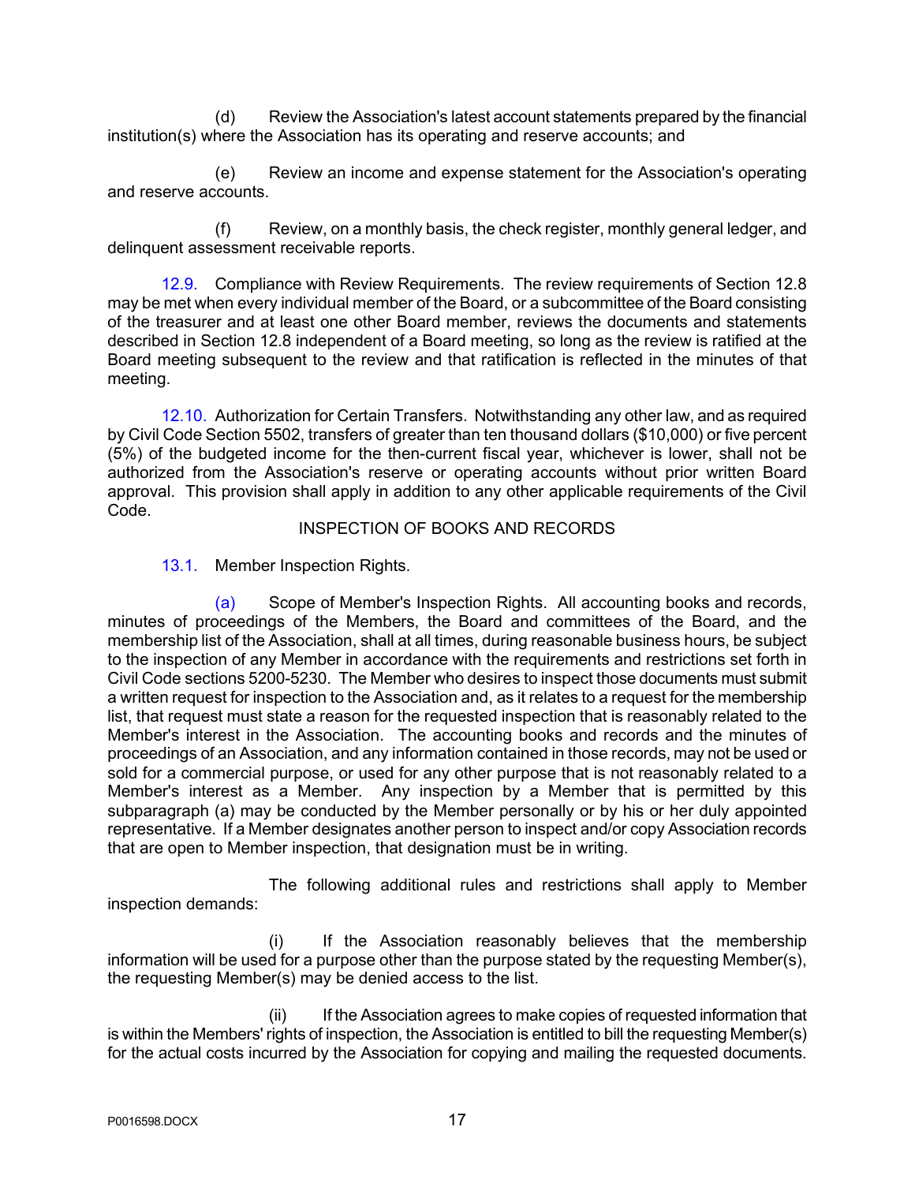(d) Review the Association's latest account statements prepared by the financial institution(s) where the Association has its operating and reserve accounts; and

(e) Review an income and expense statement for the Association's operating and reserve accounts.

(f) Review, on a monthly basis, the check register, monthly general ledger, and delinquent assessment receivable reports.

12.9. Compliance with Review Requirements. The review requirements of Section 12.8 may be met when every individual member of the Board, or a subcommittee of the Board consisting of the treasurer and at least one other Board member, reviews the documents and statements described in Section 12.8 independent of a Board meeting, so long as the review is ratified at the Board meeting subsequent to the review and that ratification is reflected in the minutes of that meeting.

12.10. Authorization for Certain Transfers. Notwithstanding any other law, and as required by Civil Code Section 5502, transfers of greater than ten thousand dollars ($10,000) or five percent (5%) of the budgeted income for the then-current fiscal year, whichever is lower, shall not be authorized from the Association's reserve or operating accounts without prior written Board approval. This provision shall apply in addition to any other applicable requirements of the Civil Code.

## INSPECTION OF BOOKS AND RECORDS

13.1. Member Inspection Rights.

(a) Scope of Member's Inspection Rights. All accounting books and records, minutes of proceedings of the Members, the Board and committees of the Board, and the membership list of the Association, shall at all times, during reasonable business hours, be subject to the inspection of any Member in accordance with the requirements and restrictions set forth in Civil Code sections 5200-5230. The Member who desires to inspect those documents must submit a written request for inspection to the Association and, as it relates to a request for the membership list, that request must state a reason for the requested inspection that is reasonably related to the Member's interest in the Association. The accounting books and records and the minutes of proceedings of an Association, and any information contained in those records, may not be used or sold for a commercial purpose, or used for any other purpose that is not reasonably related to a Member's interest as a Member. Any inspection by a Member that is permitted by this subparagraph (a) may be conducted by the Member personally or by his or her duly appointed representative. If a Member designates another person to inspect and/or copy Association records that are open to Member inspection, that designation must be in writing.

The following additional rules and restrictions shall apply to Member inspection demands:

(i) If the Association reasonably believes that the membership information will be used for a purpose other than the purpose stated by the requesting Member(s), the requesting Member(s) may be denied access to the list.

(ii) If the Association agrees to make copies of requested information that is within the Members' rights of inspection, the Association is entitled to bill the requesting Member(s) for the actual costs incurred by the Association for copying and mailing the requested documents.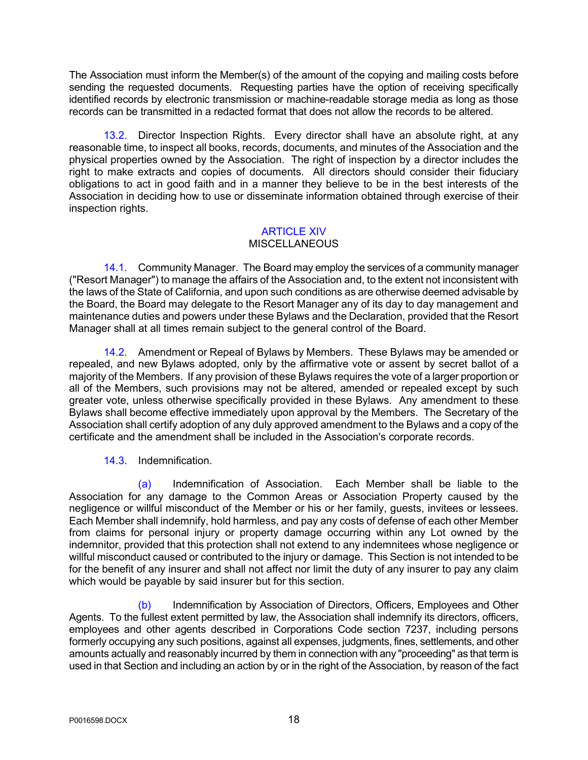The Association must inform the Member(s) of the amount of the copying and mailing costs before sending the requested documents. Requesting parties have the option of receiving specifically identified records by electronic transmission or machine-readable storage media as long as those records can be transmitted in a redacted format that does not allow the records to be altered.

13.2. Director Inspection Rights. Every director shall have an absolute right, at any reasonable time, to inspect all books, records, documents, and minutes of the Association and the physical properties owned by the Association. The right of inspection by a director includes the right to make extracts and copies of documents. All directors should consider their fiduciary obligations to act in good faith and in a manner they believe to be in the best interests of the Association in deciding how to use or disseminate information obtained through exercise of their inspection rights.

## ARTICLE XIV
## MISCELLANEOUS

14.1. Community Manager. The Board may employ the services of a community manager ("Resort Manager") to manage the affairs of the Association and, to the extent not inconsistent with the laws of the State of California, and upon such conditions as are otherwise deemed advisable by the Board, the Board may delegate to the Resort Manager any of its day to day management and maintenance duties and powers under these Bylaws and the Declaration, provided that the Resort Manager shall at all times remain subject to the general control of the Board.

14.2. Amendment or Repeal of Bylaws by Members. These Bylaws may be amended or repealed, and new Bylaws adopted, only by the affirmative vote or assent by secret ballot of a majority of the Members. If any provision of these Bylaws requires the vote of a larger proportion or all of the Members, such provisions may not be altered, amended or repealed except by such greater vote, unless otherwise specifically provided in these Bylaws. Any amendment to these Bylaws shall become effective immediately upon approval by the Members. The Secretary of the Association shall certify adoption of any duly approved amendment to the Bylaws and a copy of the certificate and the amendment shall be included in the Association's corporate records.

14.3. Indemnification.

(a) Indemnification of Association. Each Member shall be liable to the Association for any damage to the Common Areas or Association Property caused by the negligence or willful misconduct of the Member or his or her family, guests, invitees or lessees. Each Member shall indemnify, hold harmless, and pay any costs of defense of each other Member from claims for personal injury or property damage occurring within any Lot owned by the indemnitor, provided that this protection shall not extend to any indemnitees whose negligence or willful misconduct caused or contributed to the injury or damage. This Section is not intended to be for the benefit of any insurer and shall not affect nor limit the duty of any insurer to pay any claim which would be payable by said insurer but for this section.

(b) Indemnification by Association of Directors, Officers, Employees and Other Agents. To the fullest extent permitted by law, the Association shall indemnify its directors, officers, employees and other agents described in Corporations Code section 7237, including persons formerly occupying any such positions, against all expenses, judgments, fines, settlements, and other amounts actually and reasonably incurred by them in connection with any "proceeding" as that term is used in that Section and including an action by or in the right of the Association, by reason of the fact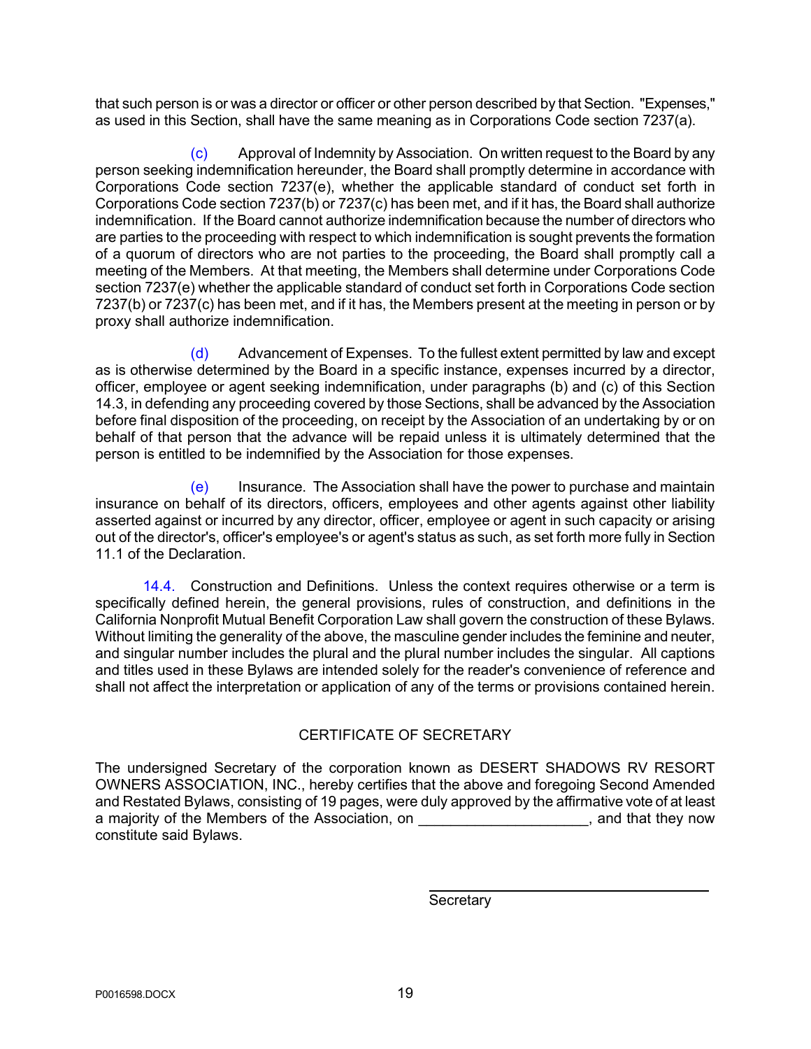that such person is or was a director or officer or other person described by that Section. "Expenses," as used in this Section, shall have the same meaning as in Corporations Code section 7237(a).

(c) Approval of Indemnity by Association. On written request to the Board by any person seeking indemnification hereunder, the Board shall promptly determine in accordance with Corporations Code section 7237(e), whether the applicable standard of conduct set forth in Corporations Code section 7237(b) or 7237(c) has been met, and if it has, the Board shall authorize indemnification. If the Board cannot authorize indemnification because the number of directors who are parties to the proceeding with respect to which indemnification is sought prevents the formation of a quorum of directors who are not parties to the proceeding, the Board shall promptly call a meeting of the Members. At that meeting, the Members shall determine under Corporations Code section 7237(e) whether the applicable standard of conduct set forth in Corporations Code section 7237(b) or 7237(c) has been met, and if it has, the Members present at the meeting in person or by proxy shall authorize indemnification.

(d) Advancement of Expenses. To the fullest extent permitted by law and except as is otherwise determined by the Board in a specific instance, expenses incurred by a director, officer, employee or agent seeking indemnification, under paragraphs (b) and (c) of this Section 14.3, in defending any proceeding covered by those Sections, shall be advanced by the Association before final disposition of the proceeding, on receipt by the Association of an undertaking by or on behalf of that person that the advance will be repaid unless it is ultimately determined that the person is entitled to be indemnified by the Association for those expenses.

(e) Insurance. The Association shall have the power to purchase and maintain insurance on behalf of its directors, officers, employees and other agents against other liability asserted against or incurred by any director, officer, employee or agent in such capacity or arising out of the director's, officer's employee's or agent's status as such, as set forth more fully in Section 11.1 of the Declaration.

14.4. Construction and Definitions. Unless the context requires otherwise or a term is specifically defined herein, the general provisions, rules of construction, and definitions in the California Nonprofit Mutual Benefit Corporation Law shall govern the construction of these Bylaws. Without limiting the generality of the above, the masculine gender includes the feminine and neuter, and singular number includes the plural and the plural number includes the singular. All captions and titles used in these Bylaws are intended solely for the reader's convenience of reference and shall not affect the interpretation or application of any of the terms or provisions contained herein.

## CERTIFICATE OF SECRETARY

The undersigned Secretary of the corporation known as DESERT SHADOWS RV RESORT OWNERS ASSOCIATION, INC., hereby certifies that the above and foregoing Second Amended and Restated Bylaws, consisting of 19 pages, were duly approved by the affirmative vote of at least a majority of the Members of the Association, on ____________________, and that they now constitute said Bylaws.

______________________________
Secretary

P0016598.DOCX